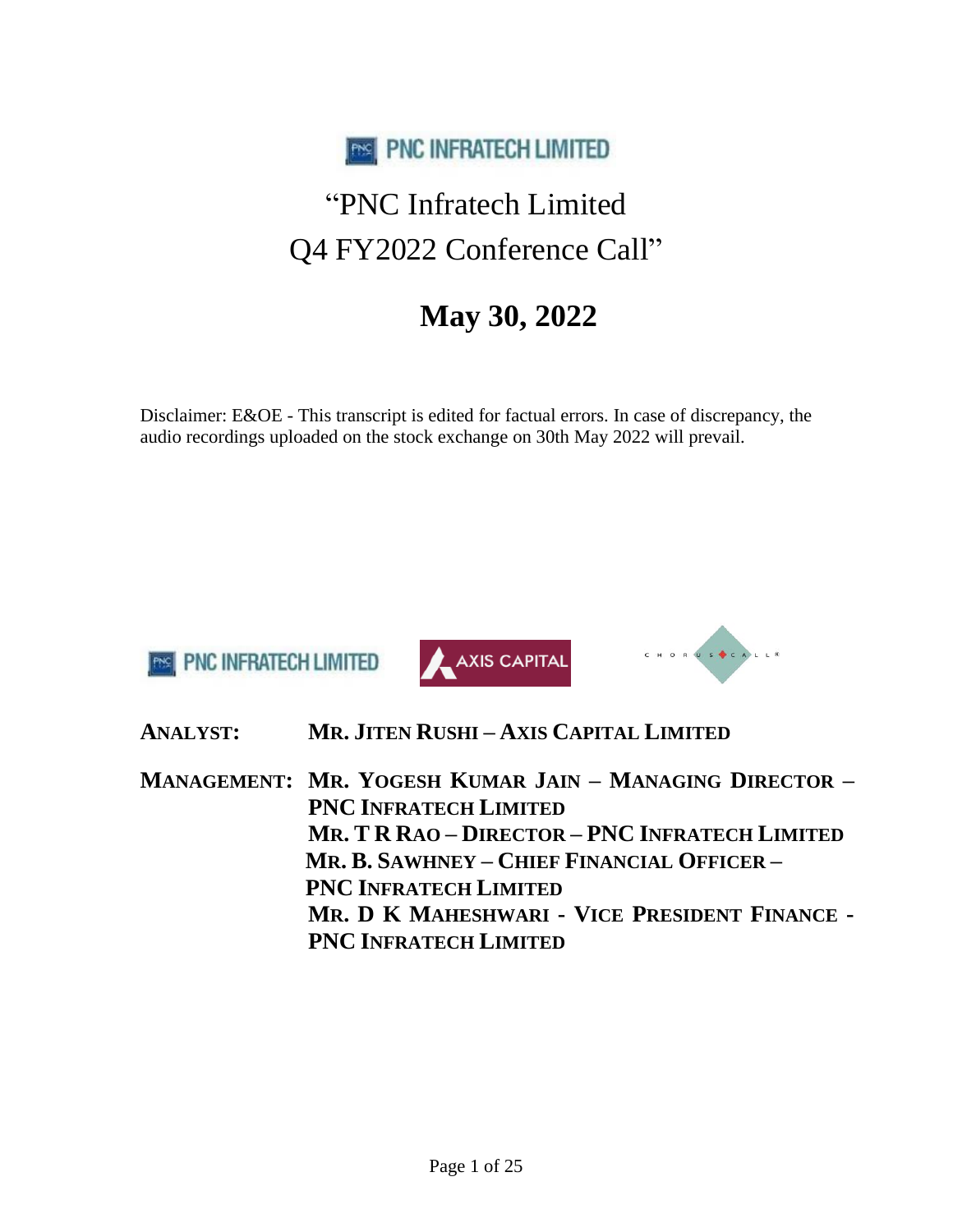PNC INFRATECH LIMITED

# "PNC Infratech Limited Q4 FY2022 Conference Call"

## May 30, 2022

Disclaimer: E&OE - This transcript is edited for factual errors. In case of discrepancy, the audio recordings uploaded on the stock exchange on 30th May 2022 will prevail.

PNC INFRATECH LIMITED AXIS CAPITAL CHORUS CALL

**ANALYST:** **MR. JITEN RUSHI – AXIS CAPITAL LIMITED**

**MANAGEMENT:** **MR. YOGESH KUMAR JAIN – MANAGING DIRECTOR – PNC INFRATECH LIMITED**
**MR. T R RAO – DIRECTOR – PNC INFRATECH LIMITED**
**MR. B. SAWHNEY – CHIEF FINANCIAL OFFICER – PNC INFRATECH LIMITED**
**MR. D K MAHESHWARI - VICE PRESIDENT FINANCE - PNC INFRATECH LIMITED**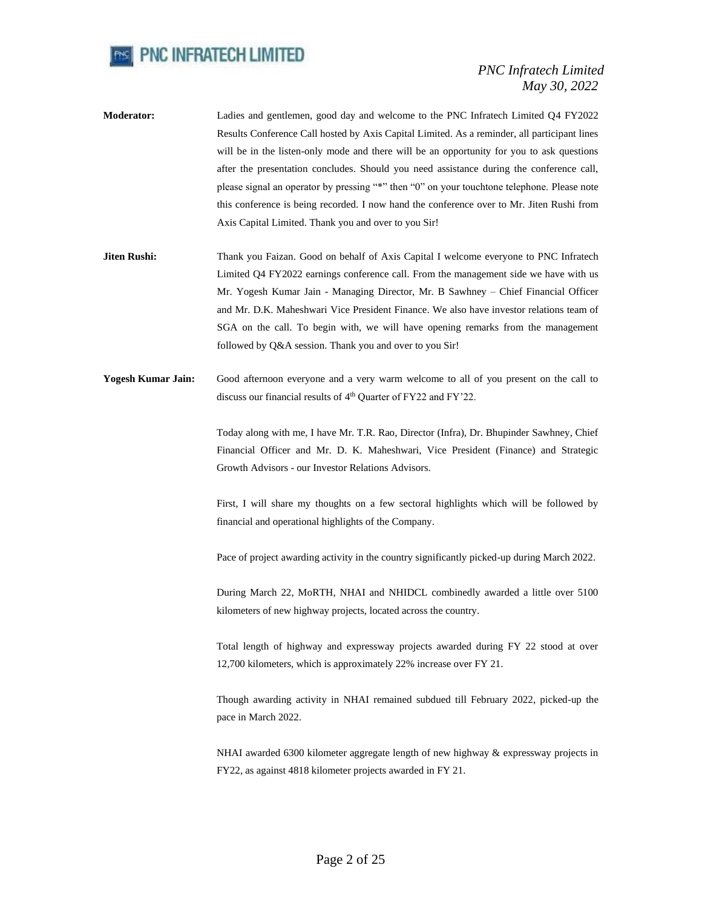**Moderator:** Ladies and gentlemen, good day and welcome to the PNC Infratech Limited Q4 FY2022 Results Conference Call hosted by Axis Capital Limited. As a reminder, all participant lines will be in the listen-only mode and there will be an opportunity for you to ask questions after the presentation concludes. Should you need assistance during the conference call, please signal an operator by pressing "*" then "0" on your touchtone telephone. Please note this conference is being recorded. I now hand the conference over to Mr. Jiten Rushi from Axis Capital Limited. Thank you and over to you Sir!

**Jiten Rushi:** Thank you Faizan. Good on behalf of Axis Capital I welcome everyone to PNC Infratech Limited Q4 FY2022 earnings conference call. From the management side we have with us Mr. Yogesh Kumar Jain - Managing Director, Mr. B Sawhney – Chief Financial Officer and Mr. D.K. Maheshwari Vice President Finance. We also have investor relations team of SGA on the call. To begin with, we will have opening remarks from the management followed by Q&A session. Thank you and over to you Sir!

**Yogesh Kumar Jain:** Good afternoon everyone and a very warm welcome to all of you present on the call to discuss our financial results of 4th Quarter of FY22 and FY'22.

Today along with me, I have Mr. T.R. Rao, Director (Infra), Dr. Bhupinder Sawhney, Chief Financial Officer and Mr. D. K. Maheshwari, Vice President (Finance) and Strategic Growth Advisors - our Investor Relations Advisors.

First, I will share my thoughts on a few sectoral highlights which will be followed by financial and operational highlights of the Company.

Pace of project awarding activity in the country significantly picked-up during March 2022.

During March 22, MoRTH, NHAI and NHIDCL combinedly awarded a little over 5100 kilometers of new highway projects, located across the country.

Total length of highway and expressway projects awarded during FY 22 stood at over 12,700 kilometers, which is approximately 22% increase over FY 21.

Though awarding activity in NHAI remained subdued till February 2022, picked-up the pace in March 2022.

NHAI awarded 6300 kilometer aggregate length of new highway & expressway projects in FY22, as against 4818 kilometer projects awarded in FY 21.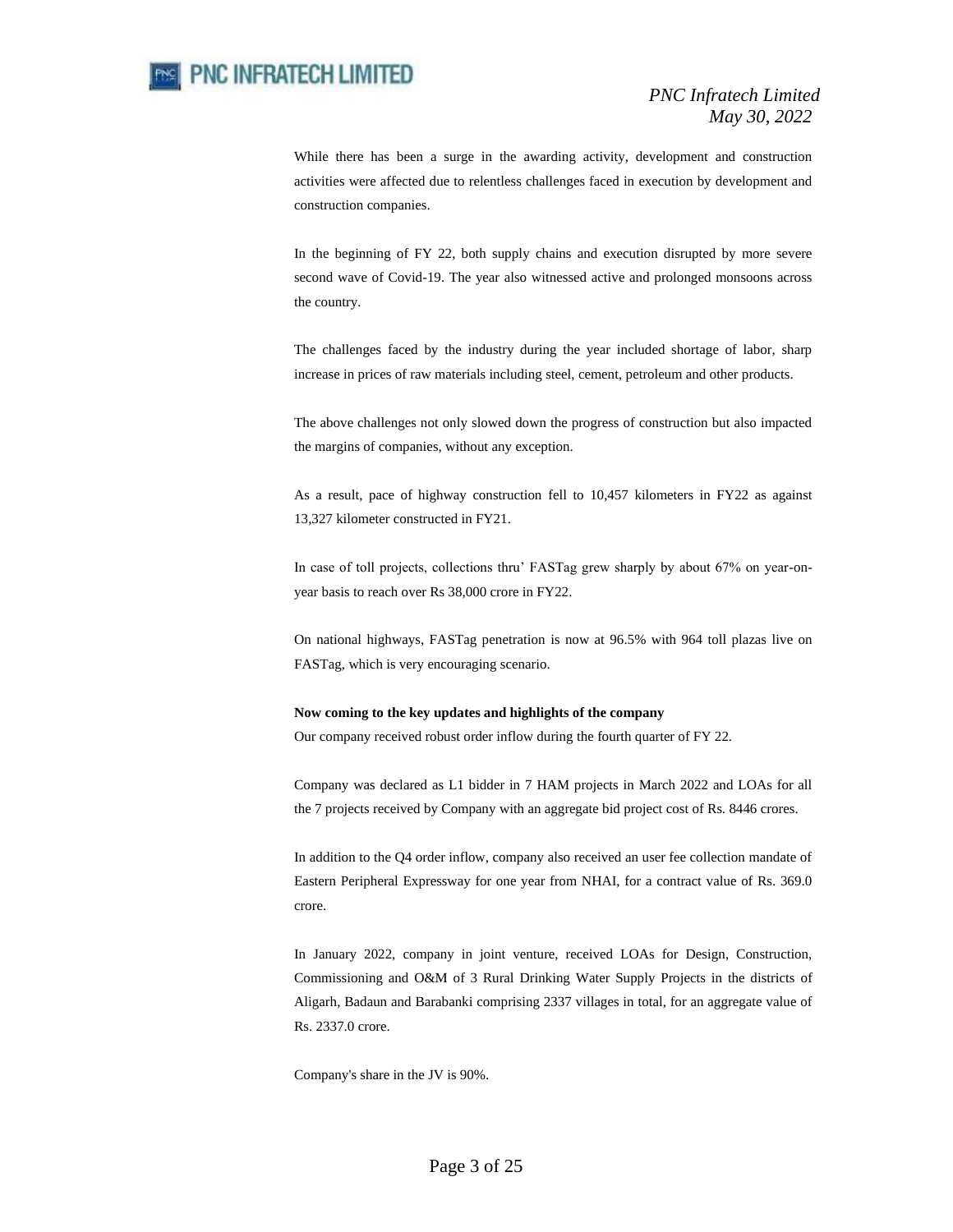While there has been a surge in the awarding activity, development and construction activities were affected due to relentless challenges faced in execution by development and construction companies.

In the beginning of FY 22, both supply chains and execution disrupted by more severe second wave of Covid-19. The year also witnessed active and prolonged monsoons across the country.

The challenges faced by the industry during the year included shortage of labor, sharp increase in prices of raw materials including steel, cement, petroleum and other products.

The above challenges not only slowed down the progress of construction but also impacted the margins of companies, without any exception.

As a result, pace of highway construction fell to 10,457 kilometers in FY22 as against 13,327 kilometer constructed in FY21.

In case of toll projects, collections thru' FASTag grew sharply by about 67% on year-on-year basis to reach over Rs 38,000 crore in FY22.

On national highways, FASTag penetration is now at 96.5% with 964 toll plazas live on FASTag, which is very encouraging scenario.

**Now coming to the key updates and highlights of the company**

Our company received robust order inflow during the fourth quarter of FY 22.

Company was declared as L1 bidder in 7 HAM projects in March 2022 and LOAs for all the 7 projects received by Company with an aggregate bid project cost of Rs. 8446 crores.

In addition to the Q4 order inflow, company also received an user fee collection mandate of Eastern Peripheral Expressway for one year from NHAI, for a contract value of Rs. 369.0 crore.

In January 2022, company in joint venture, received LOAs for Design, Construction, Commissioning and O&M of 3 Rural Drinking Water Supply Projects in the districts of Aligarh, Badaun and Barabanki comprising 2337 villages in total, for an aggregate value of Rs. 2337.0 crore.

Company's share in the JV is 90%.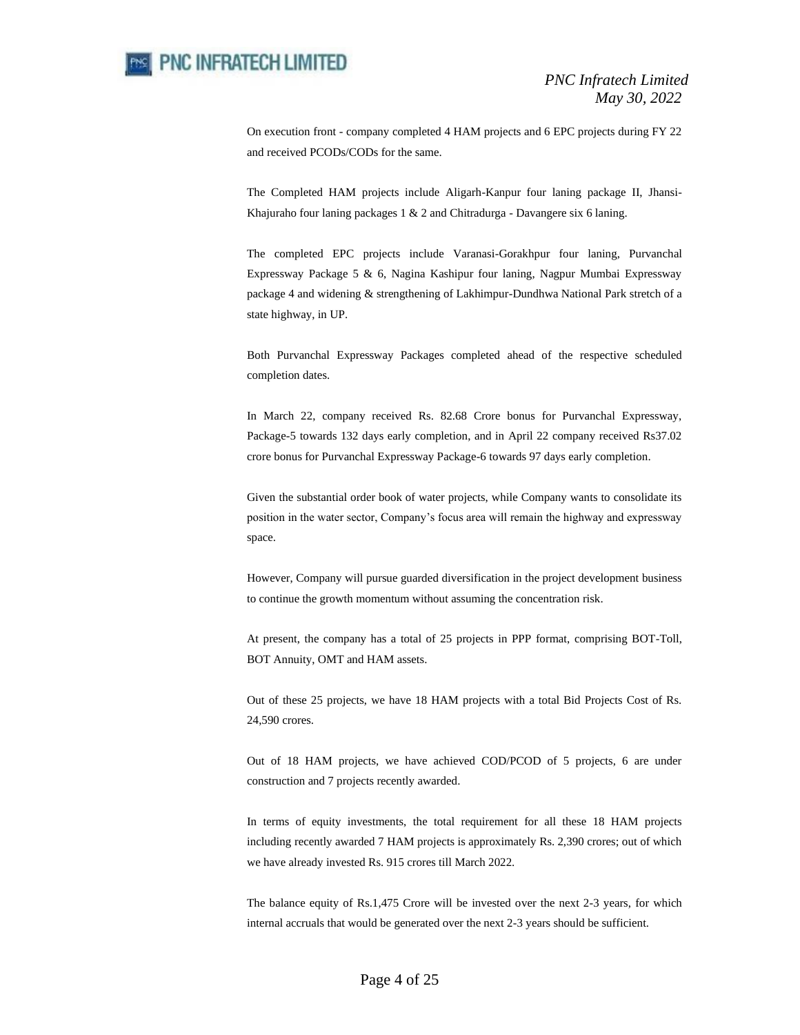On execution front - company completed 4 HAM projects and 6 EPC projects during FY 22 and received PCODs/CODs for the same.

The Completed HAM projects include Aligarh-Kanpur four laning package II, Jhansi-Khajuraho four laning packages 1 & 2 and Chitradurga - Davangere six 6 laning.

The completed EPC projects include Varanasi-Gorakhpur four laning, Purvanchal Expressway Package 5 & 6, Nagina Kashipur four laning, Nagpur Mumbai Expressway package 4 and widening & strengthening of Lakhimpur-Dundhwa National Park stretch of a state highway, in UP.

Both Purvanchal Expressway Packages completed ahead of the respective scheduled completion dates.

In March 22, company received Rs. 82.68 Crore bonus for Purvanchal Expressway, Package-5 towards 132 days early completion, and in April 22 company received Rs37.02 crore bonus for Purvanchal Expressway Package-6 towards 97 days early completion.

Given the substantial order book of water projects, while Company wants to consolidate its position in the water sector, Company's focus area will remain the highway and expressway space.

However, Company will pursue guarded diversification in the project development business to continue the growth momentum without assuming the concentration risk.

At present, the company has a total of 25 projects in PPP format, comprising BOT-Toll, BOT Annuity, OMT and HAM assets.

Out of these 25 projects, we have 18 HAM projects with a total Bid Projects Cost of Rs. 24,590 crores.

Out of 18 HAM projects, we have achieved COD/PCOD of 5 projects, 6 are under construction and 7 projects recently awarded.

In terms of equity investments, the total requirement for all these 18 HAM projects including recently awarded 7 HAM projects is approximately Rs. 2,390 crores; out of which we have already invested Rs. 915 crores till March 2022.

The balance equity of Rs.1,475 Crore will be invested over the next 2-3 years, for which internal accruals that would be generated over the next 2-3 years should be sufficient.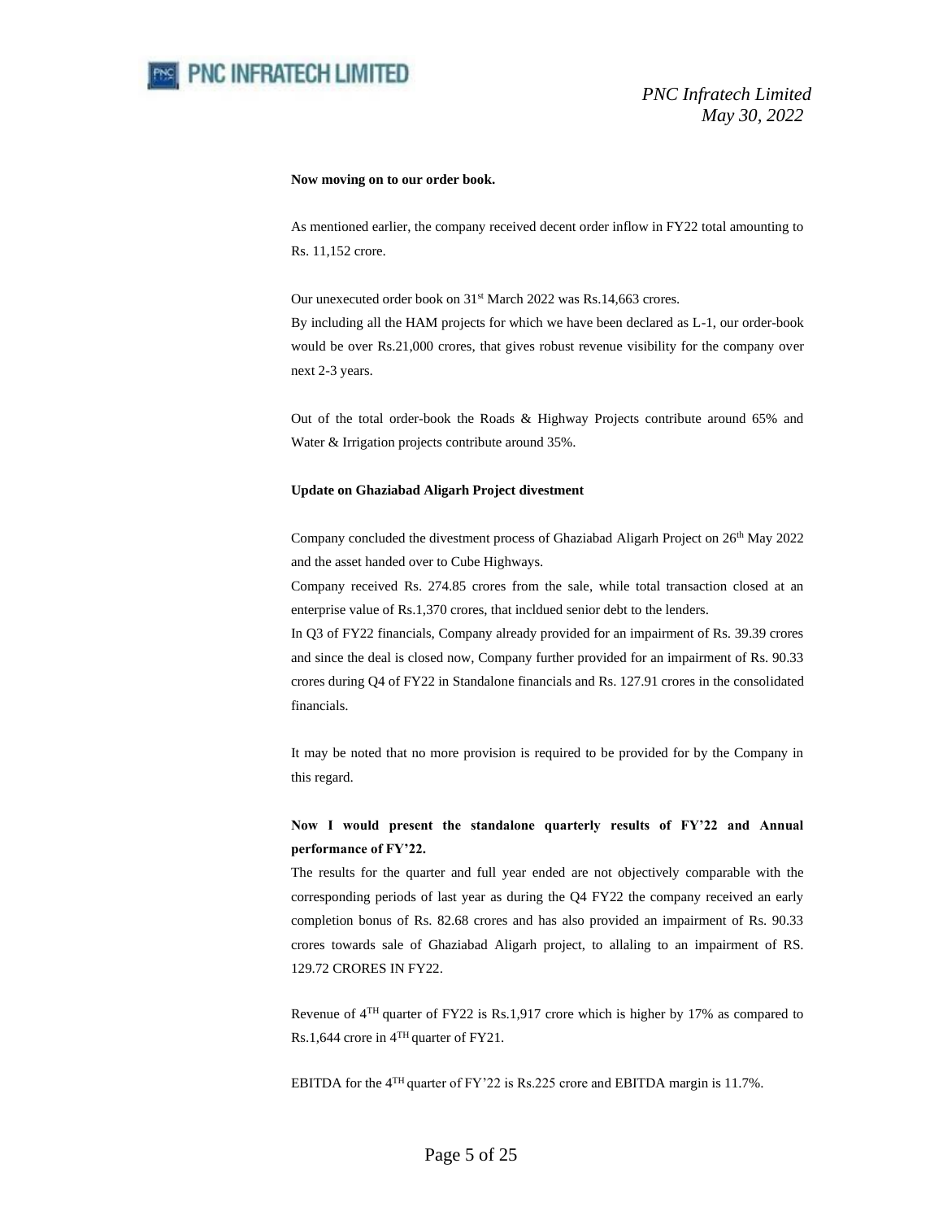**Now moving on to our order book.**

As mentioned earlier, the company received decent order inflow in FY22 total amounting to Rs. 11,152 crore.

Our unexecuted order book on 31st March 2022 was Rs.14,663 crores.
By including all the HAM projects for which we have been declared as L-1, our order-book would be over Rs.21,000 crores, that gives robust revenue visibility for the company over next 2-3 years.

Out of the total order-book the Roads & Highway Projects contribute around 65% and Water & Irrigation projects contribute around 35%.

**Update on Ghaziabad Aligarh Project divestment**

Company concluded the divestment process of Ghaziabad Aligarh Project on 26th May 2022 and the asset handed over to Cube Highways.
Company received Rs. 274.85 crores from the sale, while total transaction closed at an enterprise value of Rs.1,370 crores, that incldued senior debt to the lenders.
In Q3 of FY22 financials, Company already provided for an impairment of Rs. 39.39 crores and since the deal is closed now, Company further provided for an impairment of Rs. 90.33 crores during Q4 of FY22 in Standalone financials and Rs. 127.91 crores in the consolidated financials.

It may be noted that no more provision is required to be provided for by the Company in this regard.

**Now I would present the standalone quarterly results of FY'22 and Annual performance of FY'22.**
The results for the quarter and full year ended are not objectively comparable with the corresponding periods of last year as during the Q4 FY22 the company received an early completion bonus of Rs. 82.68 crores and has also provided an impairment of Rs. 90.33 crores towards sale of Ghaziabad Aligarh project, to allaling to an impairment of RS. 129.72 CRORES IN FY22.

Revenue of 4TH quarter of FY22 is Rs.1,917 crore which is higher by 17% as compared to Rs.1,644 crore in 4TH quarter of FY21.

EBITDA for the 4TH quarter of FY'22 is Rs.225 crore and EBITDA margin is 11.7%.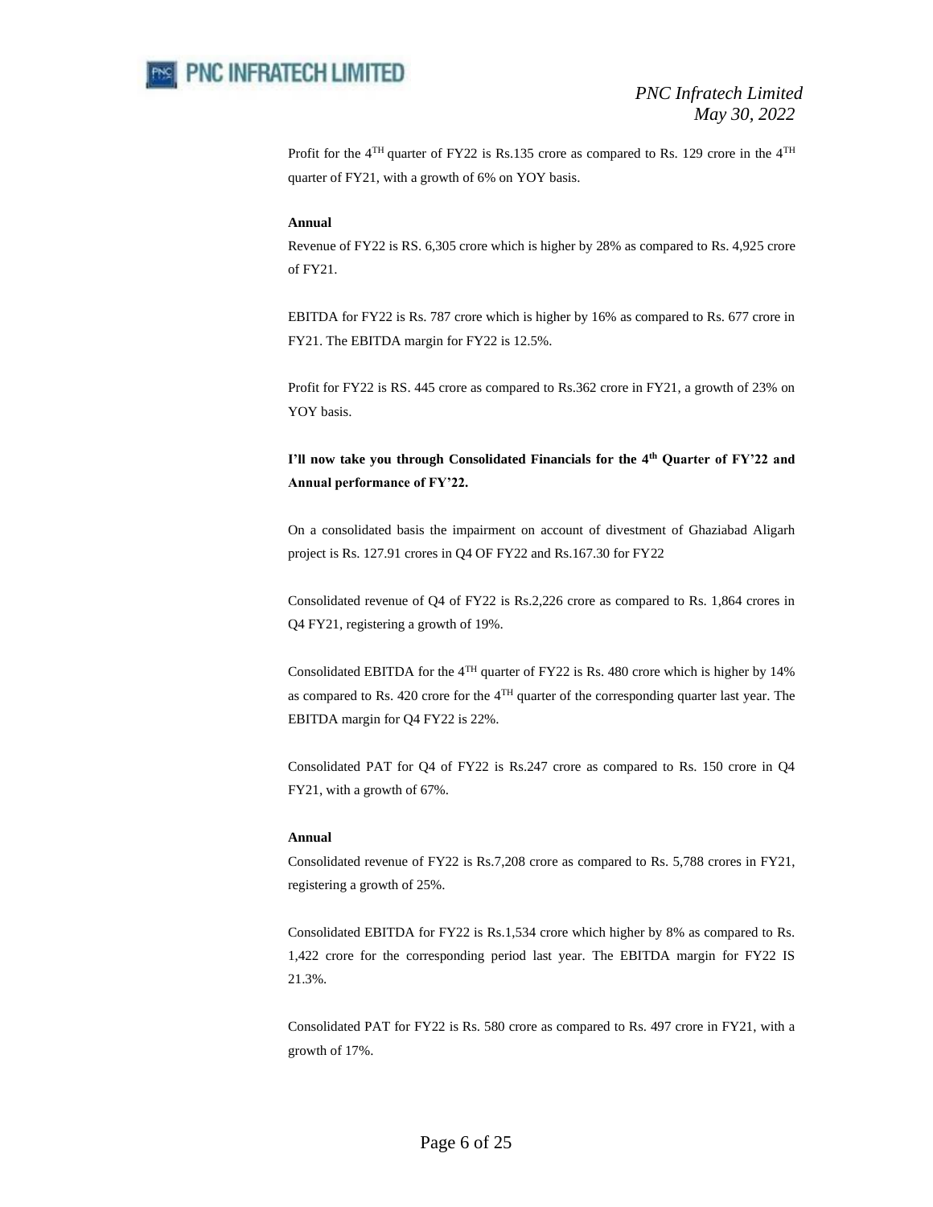Profit for the 4TH quarter of FY22 is Rs.135 crore as compared to Rs. 129 crore in the 4TH quarter of FY21, with a growth of 6% on YOY basis.

**Annual**

Revenue of FY22 is RS. 6,305 crore which is higher by 28% as compared to Rs. 4,925 crore of FY21.

EBITDA for FY22 is Rs. 787 crore which is higher by 16% as compared to Rs. 677 crore in FY21. The EBITDA margin for FY22 is 12.5%.

Profit for FY22 is RS. 445 crore as compared to Rs.362 crore in FY21, a growth of 23% on YOY basis.

**I'll now take you through Consolidated Financials for the 4th Quarter of FY'22 and Annual performance of FY'22.**

On a consolidated basis the impairment on account of divestment of Ghaziabad Aligarh project is Rs. 127.91 crores in Q4 OF FY22 and Rs.167.30 for FY22

Consolidated revenue of Q4 of FY22 is Rs.2,226 crore as compared to Rs. 1,864 crores in Q4 FY21, registering a growth of 19%.

Consolidated EBITDA for the 4TH quarter of FY22 is Rs. 480 crore which is higher by 14% as compared to Rs. 420 crore for the 4TH quarter of the corresponding quarter last year. The EBITDA margin for Q4 FY22 is 22%.

Consolidated PAT for Q4 of FY22 is Rs.247 crore as compared to Rs. 150 crore in Q4 FY21, with a growth of 67%.

**Annual**

Consolidated revenue of FY22 is Rs.7,208 crore as compared to Rs. 5,788 crores in FY21, registering a growth of 25%.

Consolidated EBITDA for FY22 is Rs.1,534 crore which higher by 8% as compared to Rs. 1,422 crore for the corresponding period last year. The EBITDA margin for FY22 IS 21.3%.

Consolidated PAT for FY22 is Rs. 580 crore as compared to Rs. 497 crore in FY21, with a growth of 17%.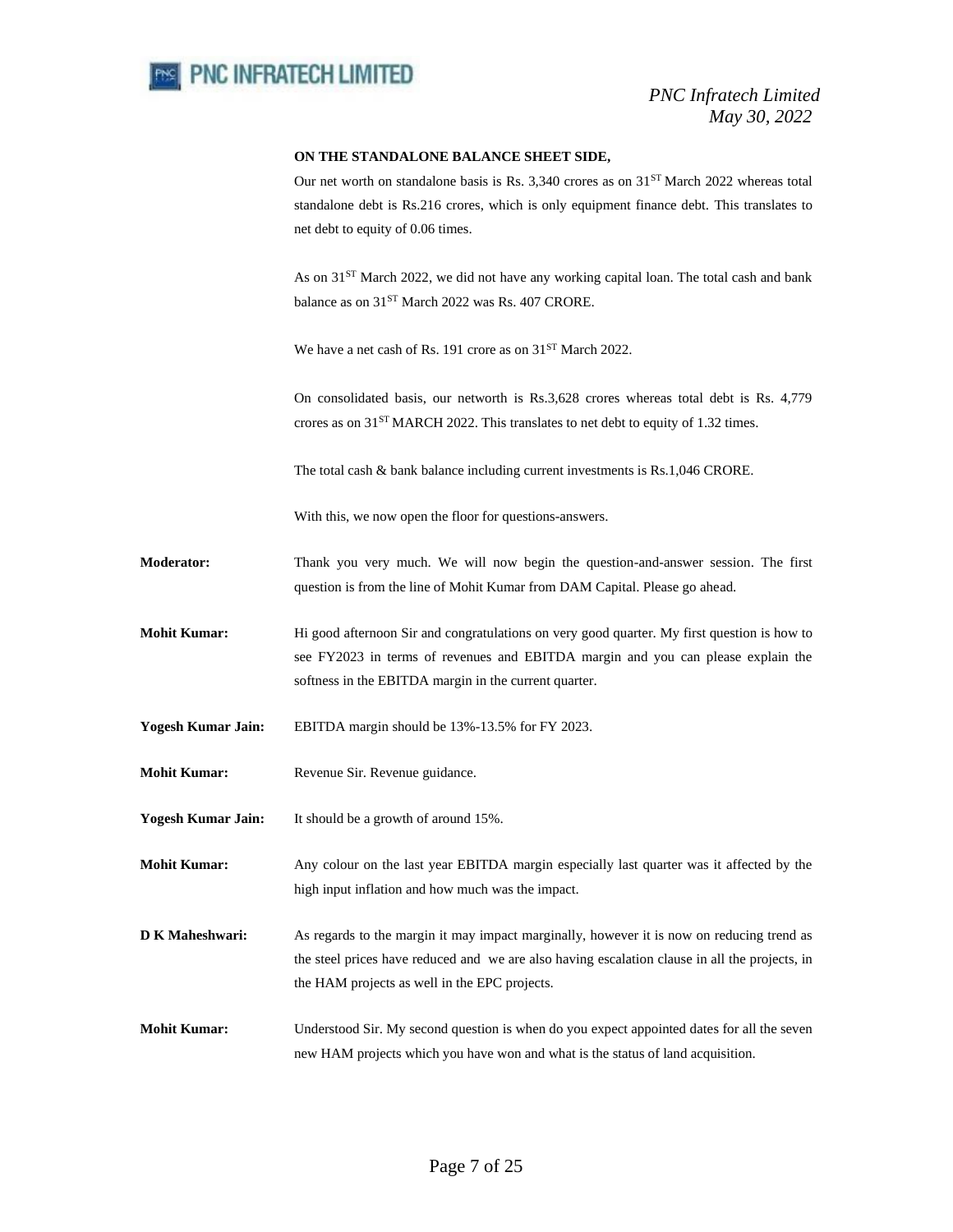**ON THE STANDALONE BALANCE SHEET SIDE,**

Our net worth on standalone basis is Rs. 3,340 crores as on 31ST March 2022 whereas total standalone debt is Rs.216 crores, which is only equipment finance debt. This translates to net debt to equity of 0.06 times.

As on 31ST March 2022, we did not have any working capital loan. The total cash and bank balance as on 31ST March 2022 was Rs. 407 CRORE.

We have a net cash of Rs. 191 crore as on 31ST March 2022.

On consolidated basis, our networth is Rs.3,628 crores whereas total debt is Rs. 4,779 crores as on 31ST MARCH 2022. This translates to net debt to equity of 1.32 times.

The total cash & bank balance including current investments is Rs.1,046 CRORE.

With this, we now open the floor for questions-answers.

**Moderator:** Thank you very much. We will now begin the question-and-answer session. The first question is from the line of Mohit Kumar from DAM Capital. Please go ahead.

**Mohit Kumar:** Hi good afternoon Sir and congratulations on very good quarter. My first question is how to see FY2023 in terms of revenues and EBITDA margin and you can please explain the softness in the EBITDA margin in the current quarter.

**Yogesh Kumar Jain:** EBITDA margin should be 13%-13.5% for FY 2023.

**Mohit Kumar:** Revenue Sir. Revenue guidance.

**Yogesh Kumar Jain:** It should be a growth of around 15%.

**Mohit Kumar:** Any colour on the last year EBITDA margin especially last quarter was it affected by the high input inflation and how much was the impact.

**D K Maheshwari:** As regards to the margin it may impact marginally, however it is now on reducing trend as the steel prices have reduced and we are also having escalation clause in all the projects, in the HAM projects as well in the EPC projects.

**Mohit Kumar:** Understood Sir. My second question is when do you expect appointed dates for all the seven new HAM projects which you have won and what is the status of land acquisition.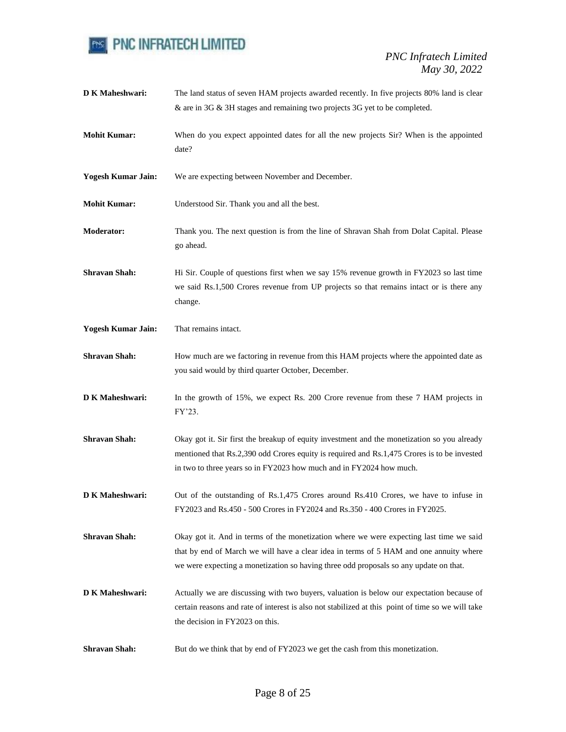**D K Maheshwari:** The land status of seven HAM projects awarded recently. In five projects 80% land is clear & are in 3G & 3H stages and remaining two projects 3G yet to be completed.

**Mohit Kumar:** When do you expect appointed dates for all the new projects Sir? When is the appointed date?

**Yogesh Kumar Jain:** We are expecting between November and December.

**Mohit Kumar:** Understood Sir. Thank you and all the best.

**Moderator:** Thank you. The next question is from the line of Shravan Shah from Dolat Capital. Please go ahead.

**Shravan Shah:** Hi Sir. Couple of questions first when we say 15% revenue growth in FY2023 so last time we said Rs.1,500 Crores revenue from UP projects so that remains intact or is there any change.

**Yogesh Kumar Jain:** That remains intact.

**Shravan Shah:** How much are we factoring in revenue from this HAM projects where the appointed date as you said would by third quarter October, December.

**D K Maheshwari:** In the growth of 15%, we expect Rs. 200 Crore revenue from these 7 HAM projects in FY'23.

**Shravan Shah:** Okay got it. Sir first the breakup of equity investment and the monetization so you already mentioned that Rs.2,390 odd Crores equity is required and Rs.1,475 Crores is to be invested in two to three years so in FY2023 how much and in FY2024 how much.

**D K Maheshwari:** Out of the outstanding of Rs.1,475 Crores around Rs.410 Crores, we have to infuse in FY2023 and Rs.450 - 500 Crores in FY2024 and Rs.350 - 400 Crores in FY2025.

**Shravan Shah:** Okay got it. And in terms of the monetization where we were expecting last time we said that by end of March we will have a clear idea in terms of 5 HAM and one annuity where we were expecting a monetization so having three odd proposals so any update on that.

**D K Maheshwari:** Actually we are discussing with two buyers, valuation is below our expectation because of certain reasons and rate of interest is also not stabilized at this point of time so we will take the decision in FY2023 on this.

**Shravan Shah:** But do we think that by end of FY2023 we get the cash from this monetization.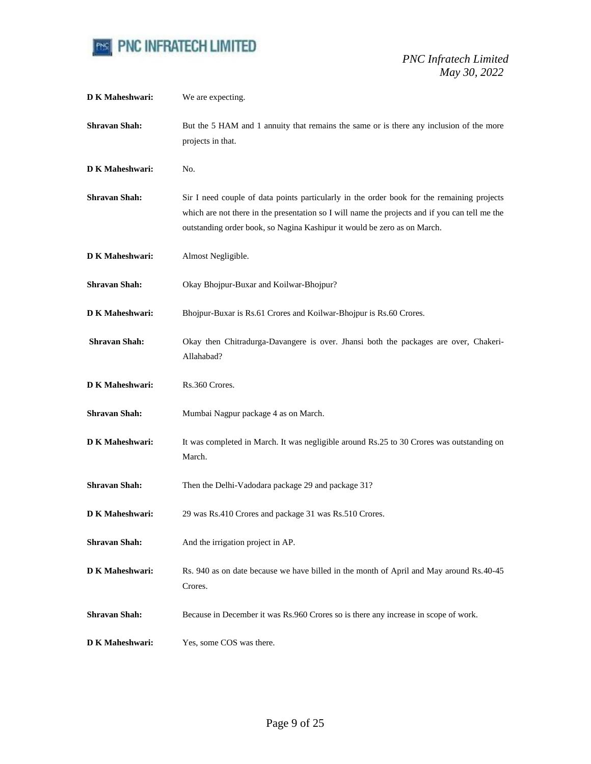**D K Maheshwari:** We are expecting.

**Shravan Shah:** But the 5 HAM and 1 annuity that remains the same or is there any inclusion of the more projects in that.

**D K Maheshwari:** No.

**Shravan Shah:** Sir I need couple of data points particularly in the order book for the remaining projects which are not there in the presentation so I will name the projects and if you can tell me the outstanding order book, so Nagina Kashipur it would be zero as on March.

**D K Maheshwari:** Almost Negligible.

**Shravan Shah:** Okay Bhojpur-Buxar and Koilwar-Bhojpur?

**D K Maheshwari:** Bhojpur-Buxar is Rs.61 Crores and Koilwar-Bhojpur is Rs.60 Crores.

**Shravan Shah:** Okay then Chitradurga-Davangere is over. Jhansi both the packages are over, Chakeri-Allahabad?

**D K Maheshwari:** Rs.360 Crores.

**Shravan Shah:** Mumbai Nagpur package 4 as on March.

**D K Maheshwari:** It was completed in March. It was negligible around Rs.25 to 30 Crores was outstanding on March.

**Shravan Shah:** Then the Delhi-Vadodara package 29 and package 31?

**D K Maheshwari:** 29 was Rs.410 Crores and package 31 was Rs.510 Crores.

**Shravan Shah:** And the irrigation project in AP.

**D K Maheshwari:** Rs. 940 as on date because we have billed in the month of April and May around Rs.40-45 Crores.

**Shravan Shah:** Because in December it was Rs.960 Crores so is there any increase in scope of work.

**D K Maheshwari:** Yes, some COS was there.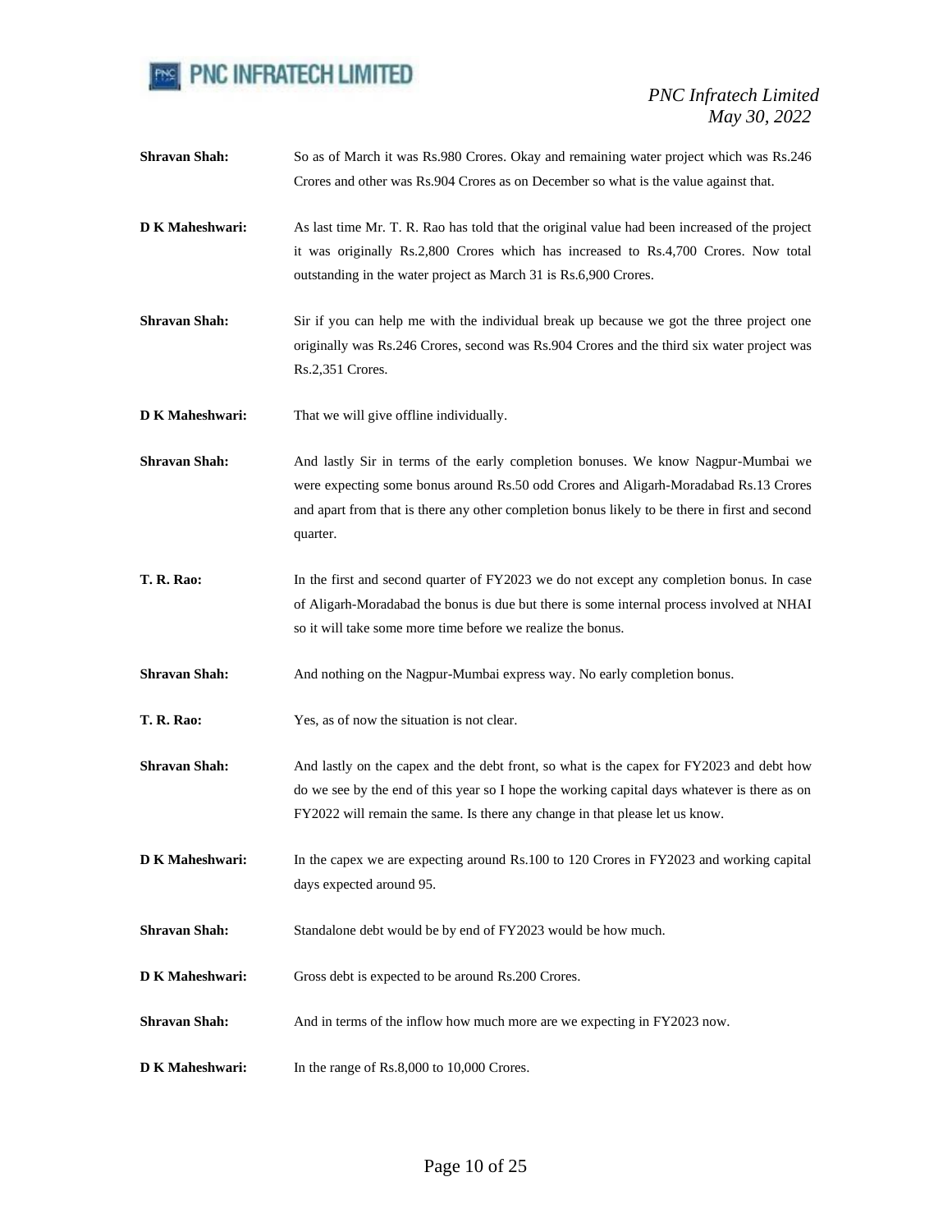**Shravan Shah:** So as of March it was Rs.980 Crores. Okay and remaining water project which was Rs.246 Crores and other was Rs.904 Crores as on December so what is the value against that.

**D K Maheshwari:** As last time Mr. T. R. Rao has told that the original value had been increased of the project it was originally Rs.2,800 Crores which has increased to Rs.4,700 Crores. Now total outstanding in the water project as March 31 is Rs.6,900 Crores.

**Shravan Shah:** Sir if you can help me with the individual break up because we got the three project one originally was Rs.246 Crores, second was Rs.904 Crores and the third six water project was Rs.2,351 Crores.

**D K Maheshwari:** That we will give offline individually.

**Shravan Shah:** And lastly Sir in terms of the early completion bonuses. We know Nagpur-Mumbai we were expecting some bonus around Rs.50 odd Crores and Aligarh-Moradabad Rs.13 Crores and apart from that is there any other completion bonus likely to be there in first and second quarter.

**T. R. Rao:** In the first and second quarter of FY2023 we do not except any completion bonus. In case of Aligarh-Moradabad the bonus is due but there is some internal process involved at NHAI so it will take some more time before we realize the bonus.

**Shravan Shah:** And nothing on the Nagpur-Mumbai express way. No early completion bonus.

**T. R. Rao:** Yes, as of now the situation is not clear.

**Shravan Shah:** And lastly on the capex and the debt front, so what is the capex for FY2023 and debt how do we see by the end of this year so I hope the working capital days whatever is there as on FY2022 will remain the same. Is there any change in that please let us know.

**D K Maheshwari:** In the capex we are expecting around Rs.100 to 120 Crores in FY2023 and working capital days expected around 95.

**Shravan Shah:** Standalone debt would be by end of FY2023 would be how much.

**D K Maheshwari:** Gross debt is expected to be around Rs.200 Crores.

**Shravan Shah:** And in terms of the inflow how much more are we expecting in FY2023 now.

**D K Maheshwari:** In the range of Rs.8,000 to 10,000 Crores.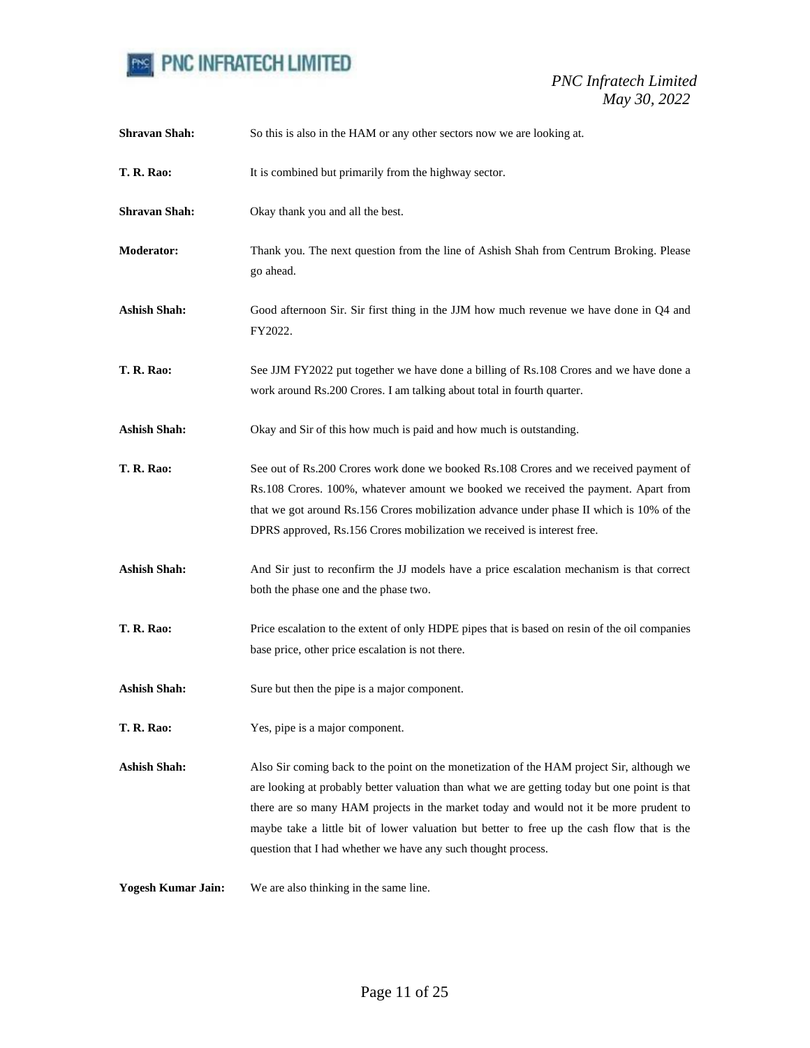**Shravan Shah:** So this is also in the HAM or any other sectors now we are looking at.

**T. R. Rao:** It is combined but primarily from the highway sector.

**Shravan Shah:** Okay thank you and all the best.

**Moderator:** Thank you. The next question from the line of Ashish Shah from Centrum Broking. Please go ahead.

**Ashish Shah:** Good afternoon Sir. Sir first thing in the JJM how much revenue we have done in Q4 and FY2022.

**T. R. Rao:** See JJM FY2022 put together we have done a billing of Rs.108 Crores and we have done a work around Rs.200 Crores. I am talking about total in fourth quarter.

**Ashish Shah:** Okay and Sir of this how much is paid and how much is outstanding.

**T. R. Rao:** See out of Rs.200 Crores work done we booked Rs.108 Crores and we received payment of Rs.108 Crores. 100%, whatever amount we booked we received the payment. Apart from that we got around Rs.156 Crores mobilization advance under phase II which is 10% of the DPRS approved, Rs.156 Crores mobilization we received is interest free.

**Ashish Shah:** And Sir just to reconfirm the JJ models have a price escalation mechanism is that correct both the phase one and the phase two.

**T. R. Rao:** Price escalation to the extent of only HDPE pipes that is based on resin of the oil companies base price, other price escalation is not there.

**Ashish Shah:** Sure but then the pipe is a major component.

**T. R. Rao:** Yes, pipe is a major component.

**Ashish Shah:** Also Sir coming back to the point on the monetization of the HAM project Sir, although we are looking at probably better valuation than what we are getting today but one point is that there are so many HAM projects in the market today and would not it be more prudent to maybe take a little bit of lower valuation but better to free up the cash flow that is the question that I had whether we have any such thought process.

**Yogesh Kumar Jain:** We are also thinking in the same line.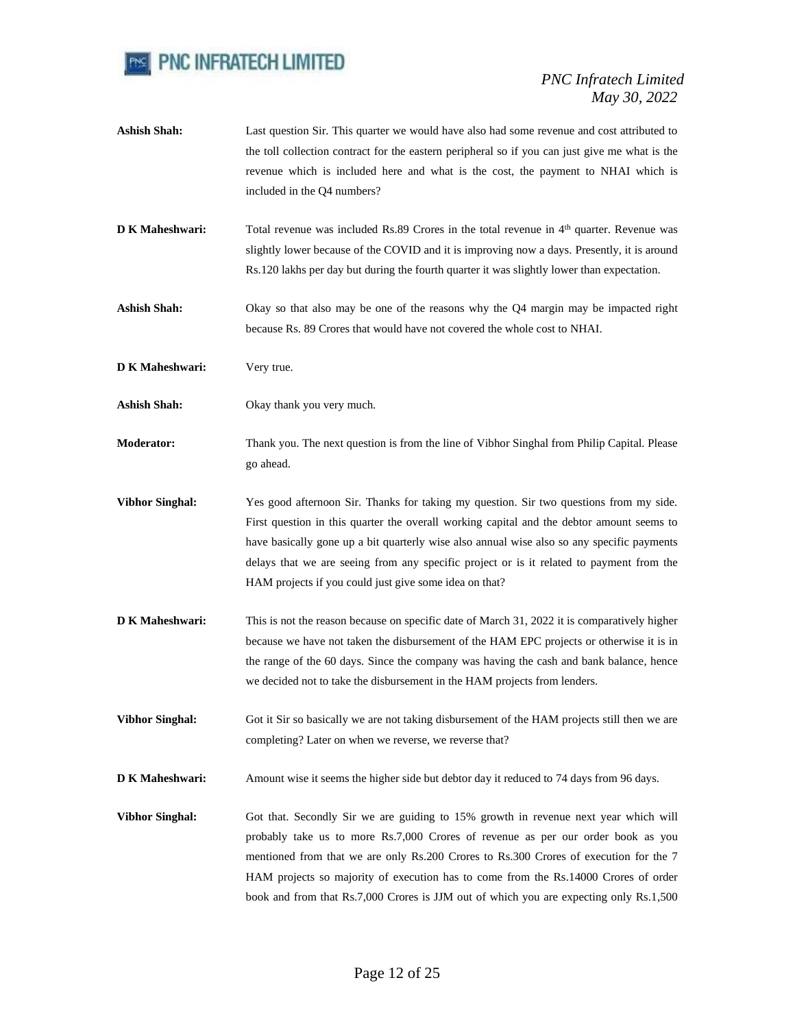**Ashish Shah:** Last question Sir. This quarter we would have also had some revenue and cost attributed to the toll collection contract for the eastern peripheral so if you can just give me what is the revenue which is included here and what is the cost, the payment to NHAI which is included in the Q4 numbers?

**D K Maheshwari:** Total revenue was included Rs.89 Crores in the total revenue in 4th quarter. Revenue was slightly lower because of the COVID and it is improving now a days. Presently, it is around Rs.120 lakhs per day but during the fourth quarter it was slightly lower than expectation.

**Ashish Shah:** Okay so that also may be one of the reasons why the Q4 margin may be impacted right because Rs. 89 Crores that would have not covered the whole cost to NHAI.

**D K Maheshwari:** Very true.

**Ashish Shah:** Okay thank you very much.

**Moderator:** Thank you. The next question is from the line of Vibhor Singhal from Philip Capital. Please go ahead.

**Vibhor Singhal:** Yes good afternoon Sir. Thanks for taking my question. Sir two questions from my side. First question in this quarter the overall working capital and the debtor amount seems to have basically gone up a bit quarterly wise also annual wise also so any specific payments delays that we are seeing from any specific project or is it related to payment from the HAM projects if you could just give some idea on that?

**D K Maheshwari:** This is not the reason because on specific date of March 31, 2022 it is comparatively higher because we have not taken the disbursement of the HAM EPC projects or otherwise it is in the range of the 60 days. Since the company was having the cash and bank balance, hence we decided not to take the disbursement in the HAM projects from lenders.

**Vibhor Singhal:** Got it Sir so basically we are not taking disbursement of the HAM projects still then we are completing? Later on when we reverse, we reverse that?

**D K Maheshwari:** Amount wise it seems the higher side but debtor day it reduced to 74 days from 96 days.

**Vibhor Singhal:** Got that. Secondly Sir we are guiding to 15% growth in revenue next year which will probably take us to more Rs.7,000 Crores of revenue as per our order book as you mentioned from that we are only Rs.200 Crores to Rs.300 Crores of execution for the 7 HAM projects so majority of execution has to come from the Rs.14000 Crores of order book and from that Rs.7,000 Crores is JJM out of which you are expecting only Rs.1,500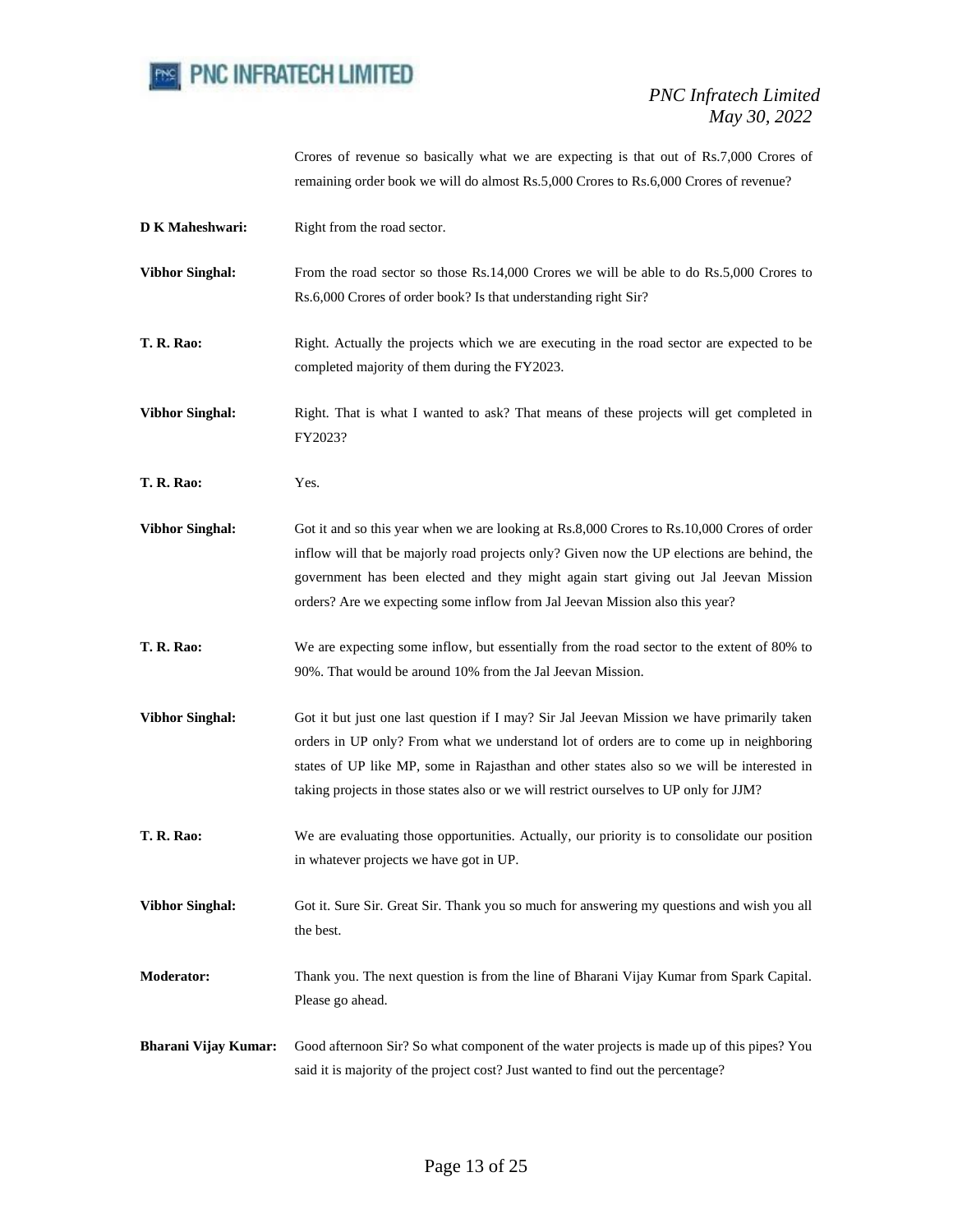Crores of revenue so basically what we are expecting is that out of Rs.7,000 Crores of remaining order book we will do almost Rs.5,000 Crores to Rs.6,000 Crores of revenue?

**D K Maheshwari:** Right from the road sector.

**Vibhor Singhal:** From the road sector so those Rs.14,000 Crores we will be able to do Rs.5,000 Crores to Rs.6,000 Crores of order book? Is that understanding right Sir?

**T. R. Rao:** Right. Actually the projects which we are executing in the road sector are expected to be completed majority of them during the FY2023.

**Vibhor Singhal:** Right. That is what I wanted to ask? That means of these projects will get completed in FY2023?

**T. R. Rao:** Yes.

**Vibhor Singhal:** Got it and so this year when we are looking at Rs.8,000 Crores to Rs.10,000 Crores of order inflow will that be majorly road projects only? Given now the UP elections are behind, the government has been elected and they might again start giving out Jal Jeevan Mission orders? Are we expecting some inflow from Jal Jeevan Mission also this year?

**T. R. Rao:** We are expecting some inflow, but essentially from the road sector to the extent of 80% to 90%. That would be around 10% from the Jal Jeevan Mission.

**Vibhor Singhal:** Got it but just one last question if I may? Sir Jal Jeevan Mission we have primarily taken orders in UP only? From what we understand lot of orders are to come up in neighboring states of UP like MP, some in Rajasthan and other states also so we will be interested in taking projects in those states also or we will restrict ourselves to UP only for JJM?

**T. R. Rao:** We are evaluating those opportunities. Actually, our priority is to consolidate our position in whatever projects we have got in UP.

**Vibhor Singhal:** Got it. Sure Sir. Great Sir. Thank you so much for answering my questions and wish you all the best.

**Moderator:** Thank you. The next question is from the line of Bharani Vijay Kumar from Spark Capital. Please go ahead.

**Bharani Vijay Kumar:** Good afternoon Sir? So what component of the water projects is made up of this pipes? You said it is majority of the project cost? Just wanted to find out the percentage?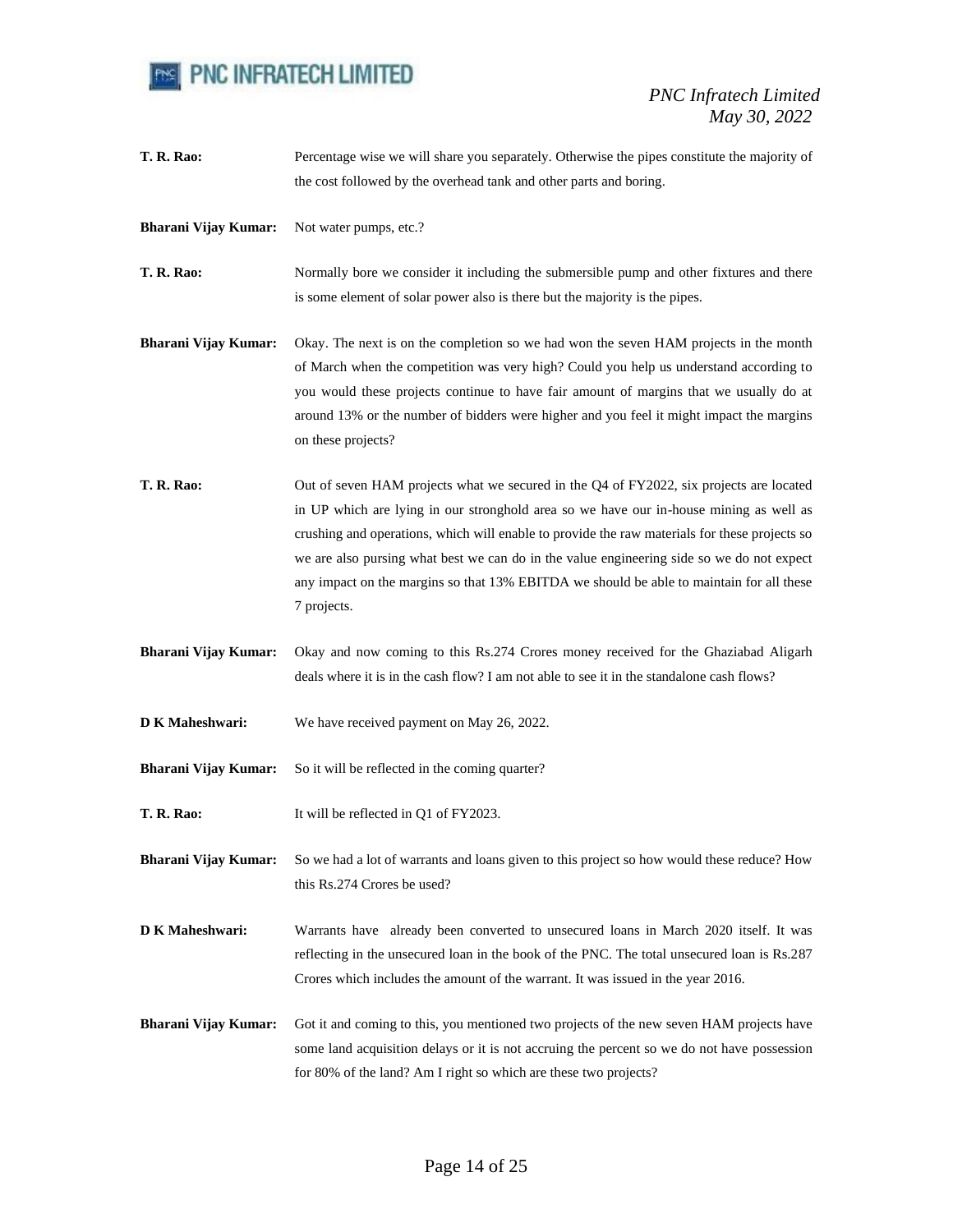**T. R. Rao:** Percentage wise we will share you separately. Otherwise the pipes constitute the majority of the cost followed by the overhead tank and other parts and boring.

**Bharani Vijay Kumar:** Not water pumps, etc.?

**T. R. Rao:** Normally bore we consider it including the submersible pump and other fixtures and there is some element of solar power also is there but the majority is the pipes.

**Bharani Vijay Kumar:** Okay. The next is on the completion so we had won the seven HAM projects in the month of March when the competition was very high? Could you help us understand according to you would these projects continue to have fair amount of margins that we usually do at around 13% or the number of bidders were higher and you feel it might impact the margins on these projects?

**T. R. Rao:** Out of seven HAM projects what we secured in the Q4 of FY2022, six projects are located in UP which are lying in our stronghold area so we have our in-house mining as well as crushing and operations, which will enable to provide the raw materials for these projects so we are also pursing what best we can do in the value engineering side so we do not expect any impact on the margins so that 13% EBITDA we should be able to maintain for all these 7 projects.

**Bharani Vijay Kumar:** Okay and now coming to this Rs.274 Crores money received for the Ghaziabad Aligarh deals where it is in the cash flow? I am not able to see it in the standalone cash flows?

**D K Maheshwari:** We have received payment on May 26, 2022.

**Bharani Vijay Kumar:** So it will be reflected in the coming quarter?

**T. R. Rao:** It will be reflected in Q1 of FY2023.

**Bharani Vijay Kumar:** So we had a lot of warrants and loans given to this project so how would these reduce? How this Rs.274 Crores be used?

**D K Maheshwari:** Warrants have already been converted to unsecured loans in March 2020 itself. It was reflecting in the unsecured loan in the book of the PNC. The total unsecured loan is Rs.287 Crores which includes the amount of the warrant. It was issued in the year 2016.

**Bharani Vijay Kumar:** Got it and coming to this, you mentioned two projects of the new seven HAM projects have some land acquisition delays or it is not accruing the percent so we do not have possession for 80% of the land? Am I right so which are these two projects?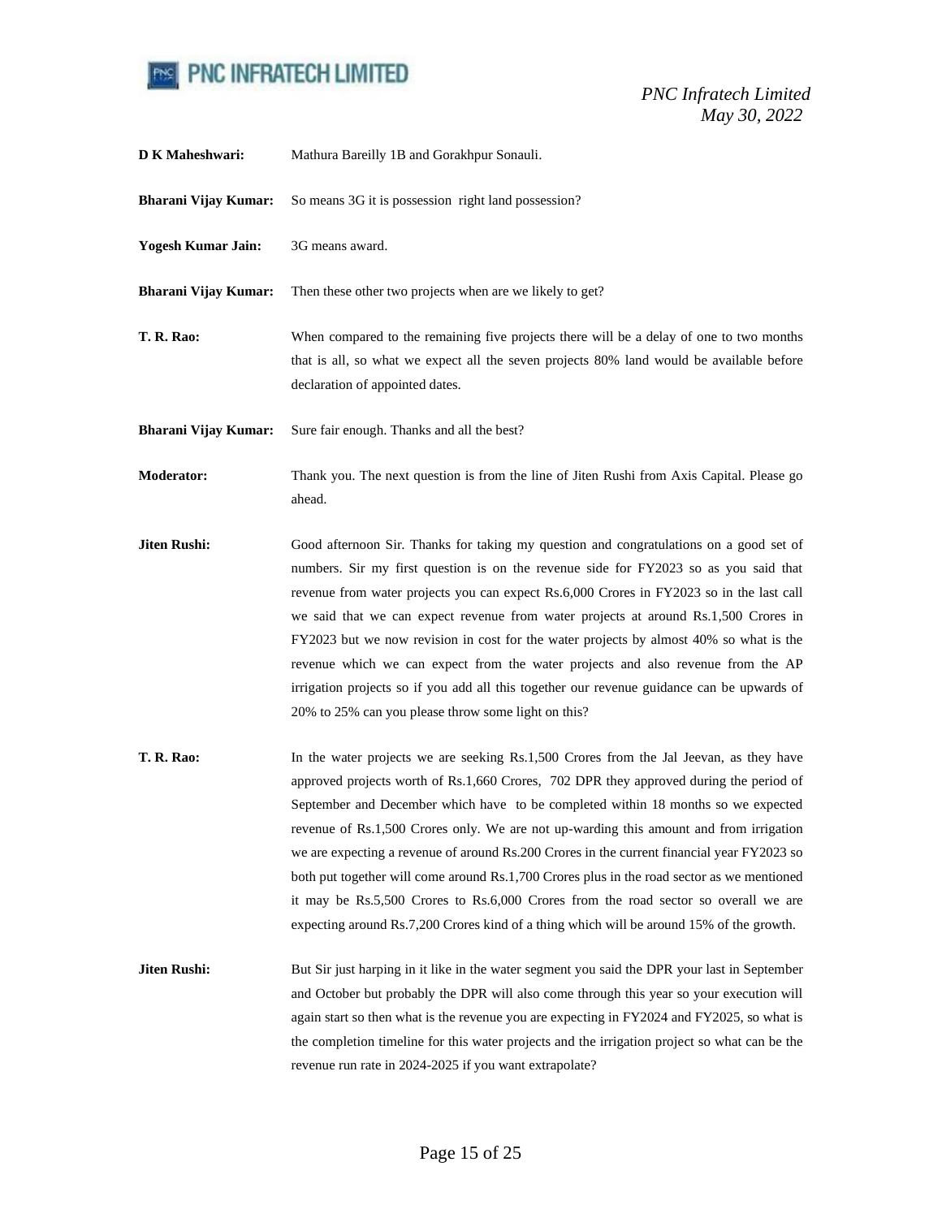**D K Maheshwari:** Mathura Bareilly 1B and Gorakhpur Sonauli.

**Bharani Vijay Kumar:** So means 3G it is possession right land possession?

**Yogesh Kumar Jain:** 3G means award.

**Bharani Vijay Kumar:** Then these other two projects when are we likely to get?

**T. R. Rao:** When compared to the remaining five projects there will be a delay of one to two months that is all, so what we expect all the seven projects 80% land would be available before declaration of appointed dates.

**Bharani Vijay Kumar:** Sure fair enough. Thanks and all the best?

**Moderator:** Thank you. The next question is from the line of Jiten Rushi from Axis Capital. Please go ahead.

**Jiten Rushi:** Good afternoon Sir. Thanks for taking my question and congratulations on a good set of numbers. Sir my first question is on the revenue side for FY2023 so as you said that revenue from water projects you can expect Rs.6,000 Crores in FY2023 so in the last call we said that we can expect revenue from water projects at around Rs.1,500 Crores in FY2023 but we now revision in cost for the water projects by almost 40% so what is the revenue which we can expect from the water projects and also revenue from the AP irrigation projects so if you add all this together our revenue guidance can be upwards of 20% to 25% can you please throw some light on this?

**T. R. Rao:** In the water projects we are seeking Rs.1,500 Crores from the Jal Jeevan, as they have approved projects worth of Rs.1,660 Crores, 702 DPR they approved during the period of September and December which have to be completed within 18 months so we expected revenue of Rs.1,500 Crores only. We are not up-warding this amount and from irrigation we are expecting a revenue of around Rs.200 Crores in the current financial year FY2023 so both put together will come around Rs.1,700 Crores plus in the road sector as we mentioned it may be Rs.5,500 Crores to Rs.6,000 Crores from the road sector so overall we are expecting around Rs.7,200 Crores kind of a thing which will be around 15% of the growth.

**Jiten Rushi:** But Sir just harping in it like in the water segment you said the DPR your last in September and October but probably the DPR will also come through this year so your execution will again start so then what is the revenue you are expecting in FY2024 and FY2025, so what is the completion timeline for this water projects and the irrigation project so what can be the revenue run rate in 2024-2025 if you want extrapolate?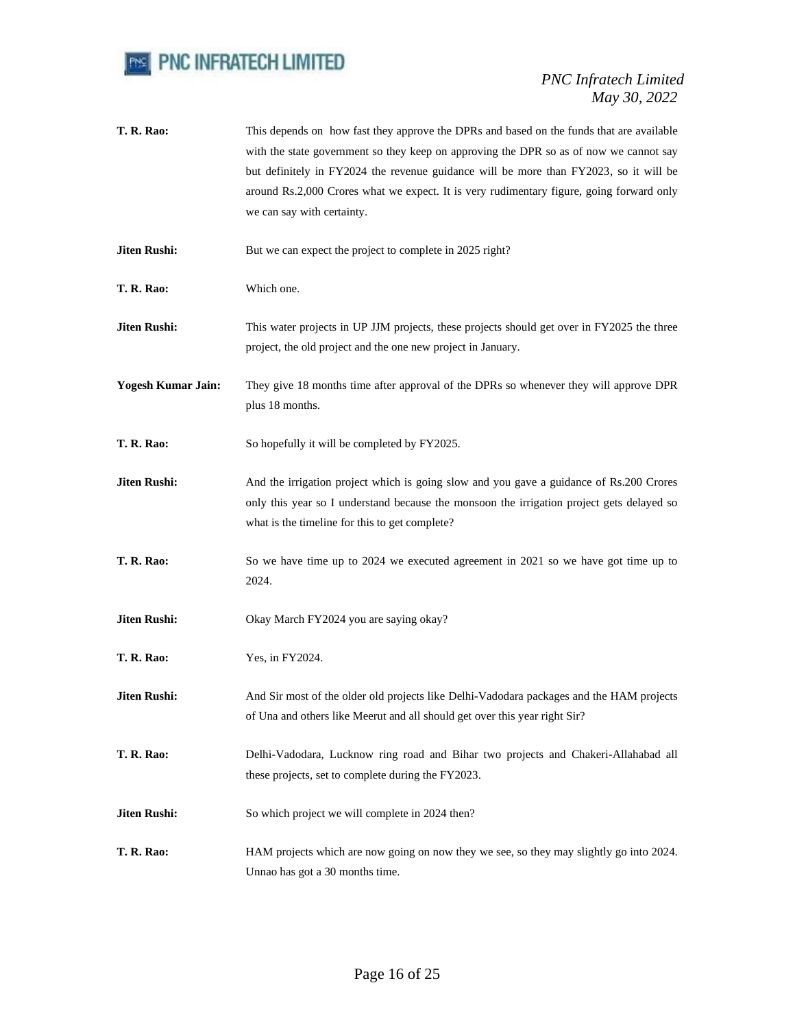**T. R. Rao:** This depends on how fast they approve the DPRs and based on the funds that are available with the state government so they keep on approving the DPR so as of now we cannot say but definitely in FY2024 the revenue guidance will be more than FY2023, so it will be around Rs.2,000 Crores what we expect. It is very rudimentary figure, going forward only we can say with certainty.

**Jiten Rushi:** But we can expect the project to complete in 2025 right?

**T. R. Rao:** Which one.

**Jiten Rushi:** This water projects in UP JJM projects, these projects should get over in FY2025 the three project, the old project and the one new project in January.

**Yogesh Kumar Jain:** They give 18 months time after approval of the DPRs so whenever they will approve DPR plus 18 months.

**T. R. Rao:** So hopefully it will be completed by FY2025.

**Jiten Rushi:** And the irrigation project which is going slow and you gave a guidance of Rs.200 Crores only this year so I understand because the monsoon the irrigation project gets delayed so what is the timeline for this to get complete?

**T. R. Rao:** So we have time up to 2024 we executed agreement in 2021 so we have got time up to 2024.

**Jiten Rushi:** Okay March FY2024 you are saying okay?

**T. R. Rao:** Yes, in FY2024.

**Jiten Rushi:** And Sir most of the older old projects like Delhi-Vadodara packages and the HAM projects of Una and others like Meerut and all should get over this year right Sir?

**T. R. Rao:** Delhi-Vadodara, Lucknow ring road and Bihar two projects and Chakeri-Allahabad all these projects, set to complete during the FY2023.

**Jiten Rushi:** So which project we will complete in 2024 then?

**T. R. Rao:** HAM projects which are now going on now they we see, so they may slightly go into 2024. Unnao has got a 30 months time.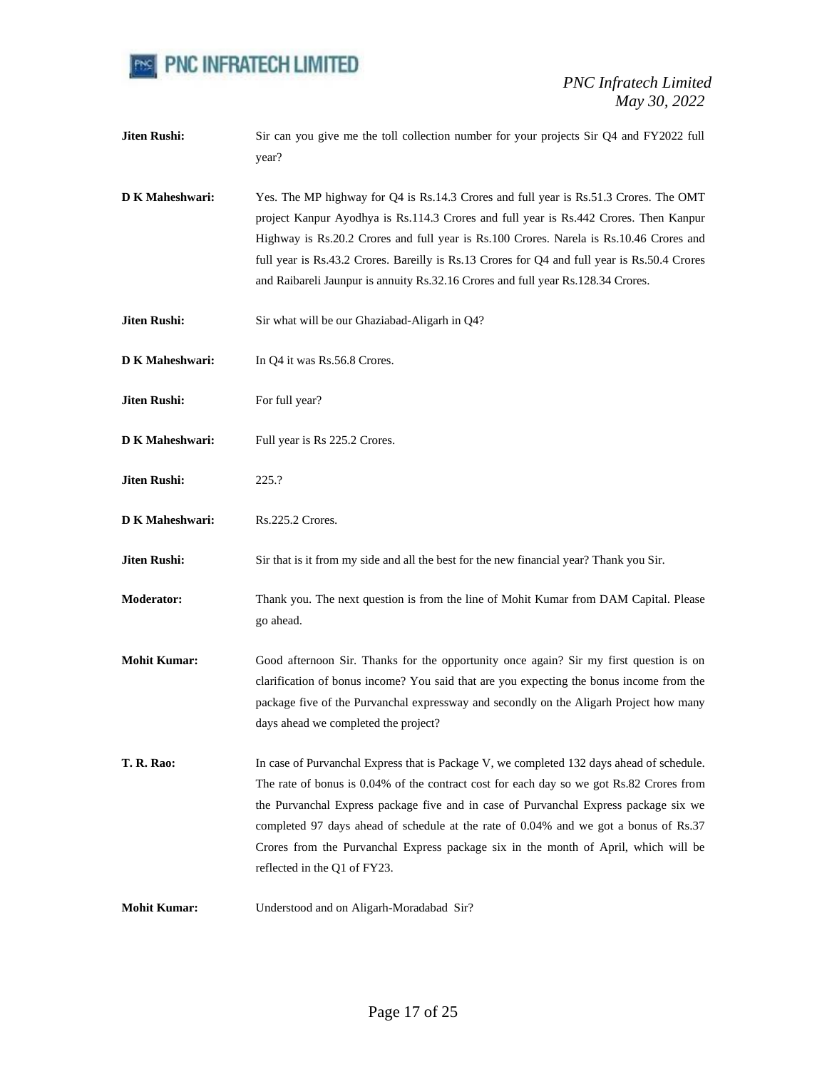**Jiten Rushi:** Sir can you give me the toll collection number for your projects Sir Q4 and FY2022 full year?

**D K Maheshwari:** Yes. The MP highway for Q4 is Rs.14.3 Crores and full year is Rs.51.3 Crores. The OMT project Kanpur Ayodhya is Rs.114.3 Crores and full year is Rs.442 Crores. Then Kanpur Highway is Rs.20.2 Crores and full year is Rs.100 Crores. Narela is Rs.10.46 Crores and full year is Rs.43.2 Crores. Bareilly is Rs.13 Crores for Q4 and full year is Rs.50.4 Crores and Raibareli Jaunpur is annuity Rs.32.16 Crores and full year Rs.128.34 Crores.

**Jiten Rushi:** Sir what will be our Ghaziabad-Aligarh in Q4?

**D K Maheshwari:** In Q4 it was Rs.56.8 Crores.

**Jiten Rushi:** For full year?

**D K Maheshwari:** Full year is Rs 225.2 Crores.

**Jiten Rushi:** 225.?

**D K Maheshwari:** Rs.225.2 Crores.

**Jiten Rushi:** Sir that is it from my side and all the best for the new financial year? Thank you Sir.

**Moderator:** Thank you. The next question is from the line of Mohit Kumar from DAM Capital. Please go ahead.

**Mohit Kumar:** Good afternoon Sir. Thanks for the opportunity once again? Sir my first question is on clarification of bonus income? You said that are you expecting the bonus income from the package five of the Purvanchal expressway and secondly on the Aligarh Project how many days ahead we completed the project?

**T. R. Rao:** In case of Purvanchal Express that is Package V, we completed 132 days ahead of schedule. The rate of bonus is 0.04% of the contract cost for each day so we got Rs.82 Crores from the Purvanchal Express package five and in case of Purvanchal Express package six we completed 97 days ahead of schedule at the rate of 0.04% and we got a bonus of Rs.37 Crores from the Purvanchal Express package six in the month of April, which will be reflected in the Q1 of FY23.

**Mohit Kumar:** Understood and on Aligarh-Moradabad Sir?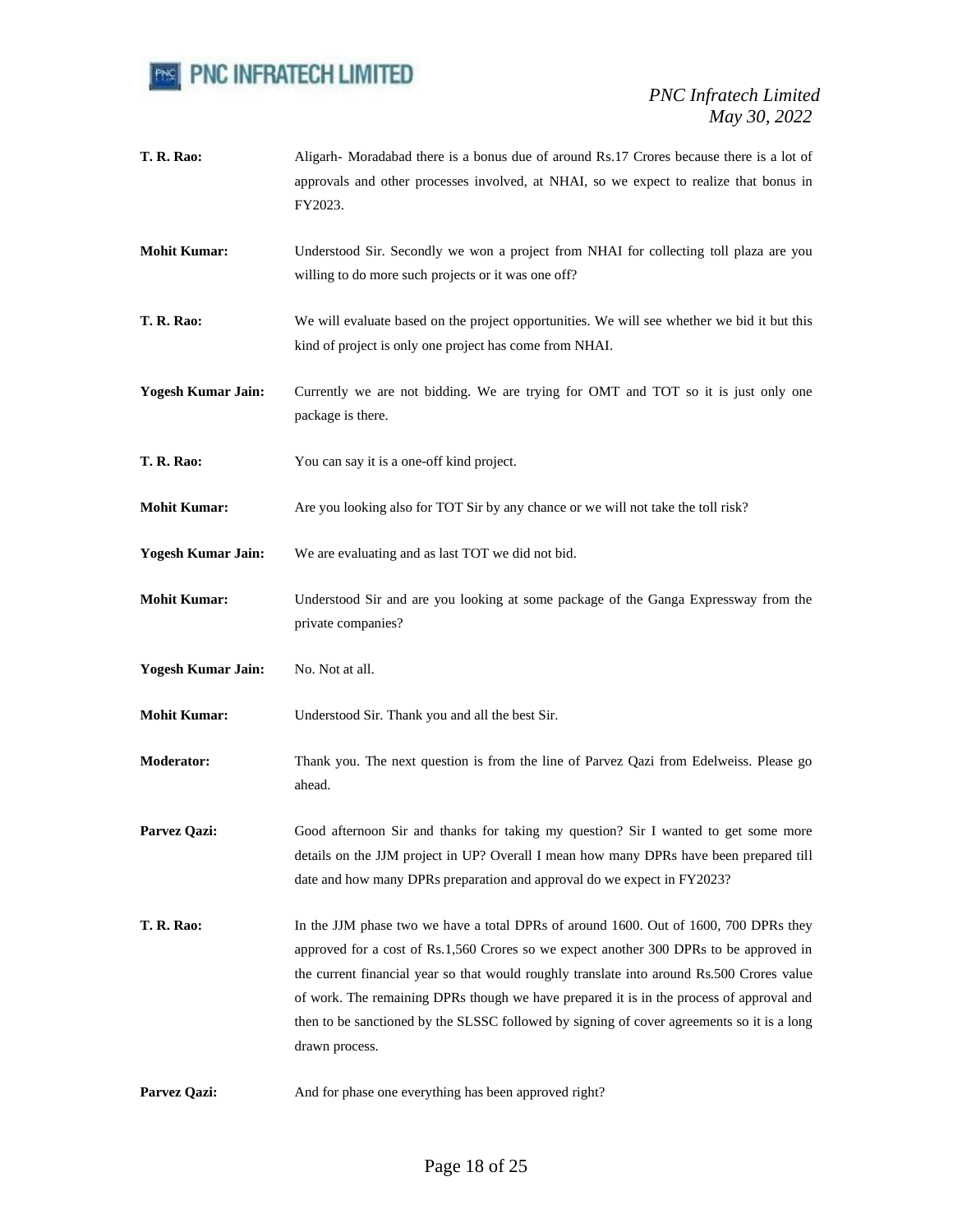**T. R. Rao:** Aligarh- Moradabad there is a bonus due of around Rs.17 Crores because there is a lot of approvals and other processes involved, at NHAI, so we expect to realize that bonus in FY2023.

**Mohit Kumar:** Understood Sir. Secondly we won a project from NHAI for collecting toll plaza are you willing to do more such projects or it was one off?

**T. R. Rao:** We will evaluate based on the project opportunities. We will see whether we bid it but this kind of project is only one project has come from NHAI.

**Yogesh Kumar Jain:** Currently we are not bidding. We are trying for OMT and TOT so it is just only one package is there.

**T. R. Rao:** You can say it is a one-off kind project.

**Mohit Kumar:** Are you looking also for TOT Sir by any chance or we will not take the toll risk?

**Yogesh Kumar Jain:** We are evaluating and as last TOT we did not bid.

**Mohit Kumar:** Understood Sir and are you looking at some package of the Ganga Expressway from the private companies?

**Yogesh Kumar Jain:** No. Not at all.

**Mohit Kumar:** Understood Sir. Thank you and all the best Sir.

**Moderator:** Thank you. The next question is from the line of Parvez Qazi from Edelweiss. Please go ahead.

**Parvez Qazi:** Good afternoon Sir and thanks for taking my question? Sir I wanted to get some more details on the JJM project in UP? Overall I mean how many DPRs have been prepared till date and how many DPRs preparation and approval do we expect in FY2023?

**T. R. Rao:** In the JJM phase two we have a total DPRs of around 1600. Out of 1600, 700 DPRs they approved for a cost of Rs.1,560 Crores so we expect another 300 DPRs to be approved in the current financial year so that would roughly translate into around Rs.500 Crores value of work. The remaining DPRs though we have prepared it is in the process of approval and then to be sanctioned by the SLSSC followed by signing of cover agreements so it is a long drawn process.

**Parvez Qazi:** And for phase one everything has been approved right?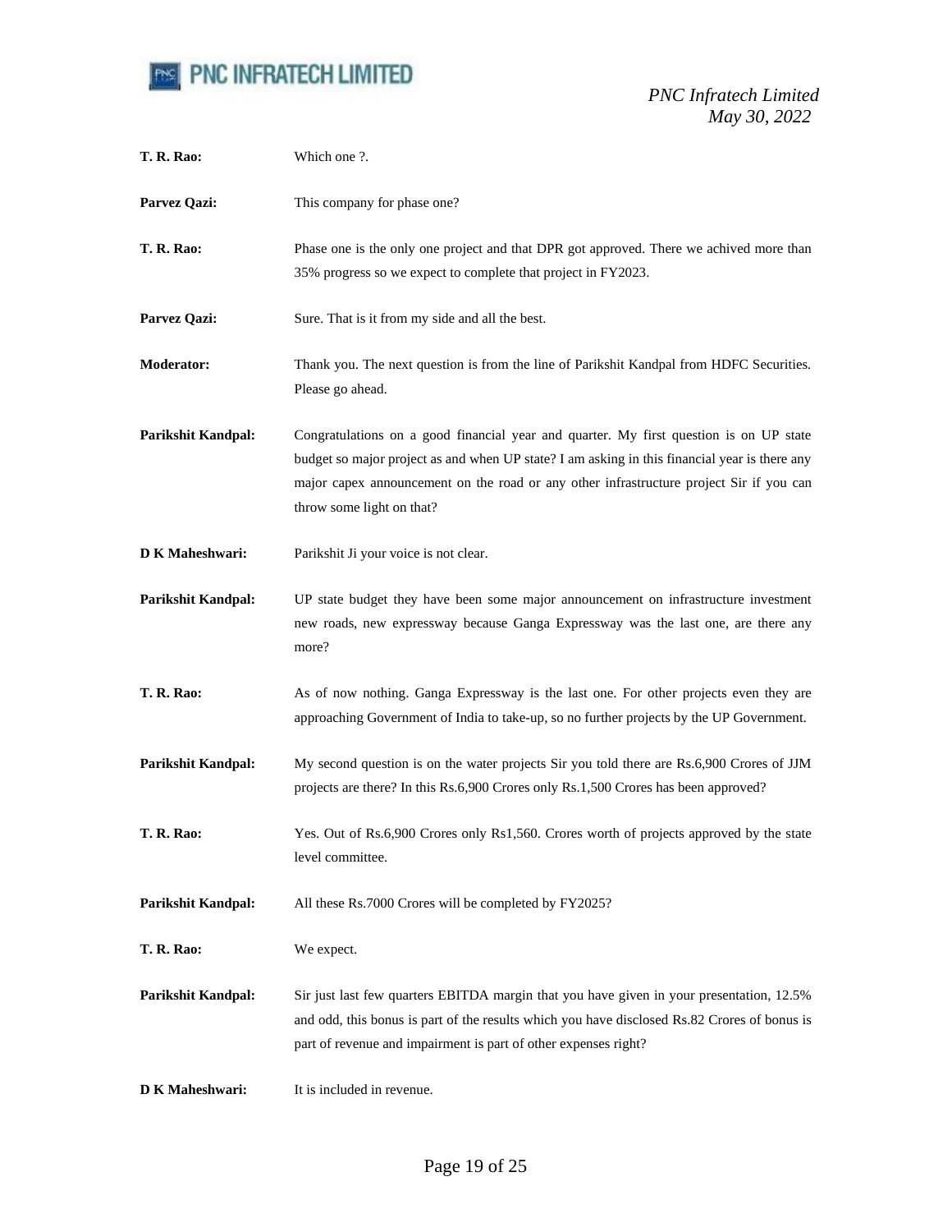**T. R. Rao:** Which one ?.

**Parvez Qazi:** This company for phase one?

**T. R. Rao:** Phase one is the only one project and that DPR got approved. There we achived more than 35% progress so we expect to complete that project in FY2023.

**Parvez Qazi:** Sure. That is it from my side and all the best.

**Moderator:** Thank you. The next question is from the line of Parikshit Kandpal from HDFC Securities. Please go ahead.

**Parikshit Kandpal:** Congratulations on a good financial year and quarter. My first question is on UP state budget so major project as and when UP state? I am asking in this financial year is there any major capex announcement on the road or any other infrastructure project Sir if you can throw some light on that?

**D K Maheshwari:** Parikshit Ji your voice is not clear.

**Parikshit Kandpal:** UP state budget they have been some major announcement on infrastructure investment new roads, new expressway because Ganga Expressway was the last one, are there any more?

**T. R. Rao:** As of now nothing. Ganga Expressway is the last one. For other projects even they are approaching Government of India to take-up, so no further projects by the UP Government.

**Parikshit Kandpal:** My second question is on the water projects Sir you told there are Rs.6,900 Crores of JJM projects are there? In this Rs.6,900 Crores only Rs.1,500 Crores has been approved?

**T. R. Rao:** Yes. Out of Rs.6,900 Crores only Rs1,560. Crores worth of projects approved by the state level committee.

**Parikshit Kandpal:** All these Rs.7000 Crores will be completed by FY2025?

**T. R. Rao:** We expect.

**Parikshit Kandpal:** Sir just last few quarters EBITDA margin that you have given in your presentation, 12.5% and odd, this bonus is part of the results which you have disclosed Rs.82 Crores of bonus is part of revenue and impairment is part of other expenses right?

**D K Maheshwari:** It is included in revenue.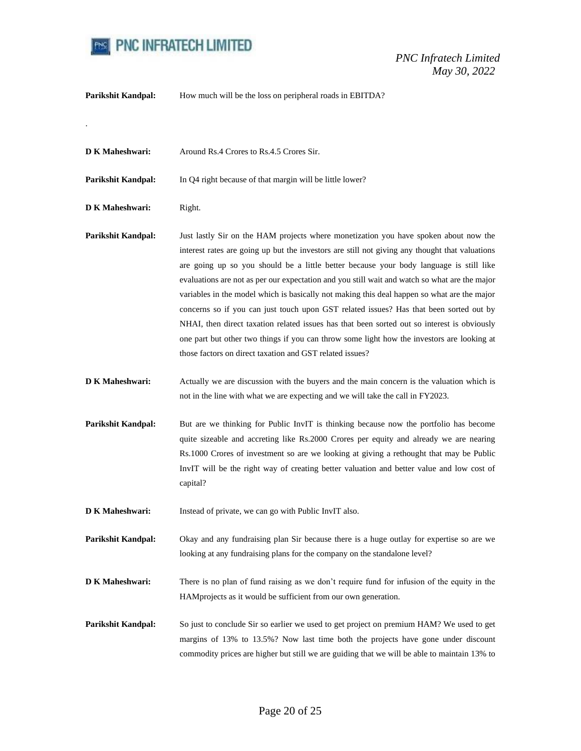**Parikshit Kandpal:** How much will be the loss on peripheral roads in EBITDA?

.

**D K Maheshwari:** Around Rs.4 Crores to Rs.4.5 Crores Sir.

**Parikshit Kandpal:** In Q4 right because of that margin will be little lower?

**D K Maheshwari:** Right.

**Parikshit Kandpal:** Just lastly Sir on the HAM projects where monetization you have spoken about now the interest rates are going up but the investors are still not giving any thought that valuations are going up so you should be a little better because your body language is still like evaluations are not as per our expectation and you still wait and watch so what are the major variables in the model which is basically not making this deal happen so what are the major concerns so if you can just touch upon GST related issues? Has that been sorted out by NHAI, then direct taxation related issues has that been sorted out so interest is obviously one part but other two things if you can throw some light how the investors are looking at those factors on direct taxation and GST related issues?

**D K Maheshwari:** Actually we are discussion with the buyers and the main concern is the valuation which is not in the line with what we are expecting and we will take the call in FY2023.

**Parikshit Kandpal:** But are we thinking for Public InvIT is thinking because now the portfolio has become quite sizeable and accreting like Rs.2000 Crores per equity and already we are nearing Rs.1000 Crores of investment so are we looking at giving a rethought that may be Public InvIT will be the right way of creating better valuation and better value and low cost of capital?

**D K Maheshwari:** Instead of private, we can go with Public InvIT also.

**Parikshit Kandpal:** Okay and any fundraising plan Sir because there is a huge outlay for expertise so are we looking at any fundraising plans for the company on the standalone level?

**D K Maheshwari:** There is no plan of fund raising as we don't require fund for infusion of the equity in the HAMprojects as it would be sufficient from our own generation.

**Parikshit Kandpal:** So just to conclude Sir so earlier we used to get project on premium HAM? We used to get margins of 13% to 13.5%? Now last time both the projects have gone under discount commodity prices are higher but still we are guiding that we will be able to maintain 13% to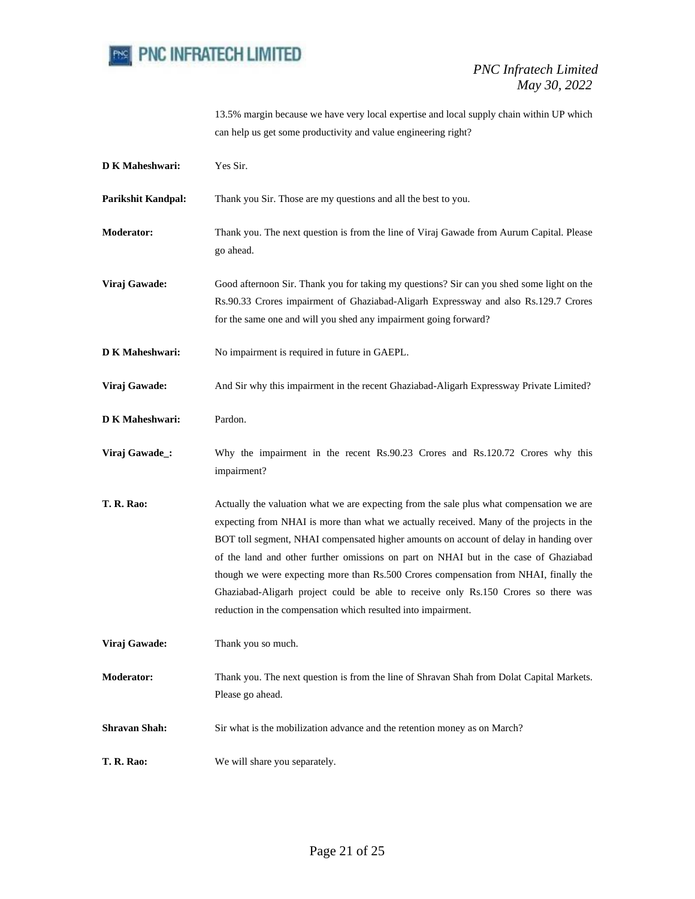13.5% margin because we have very local expertise and local supply chain within UP which can help us get some productivity and value engineering right?

**D K Maheshwari:** Yes Sir.

**Parikshit Kandpal:** Thank you Sir. Those are my questions and all the best to you.

**Moderator:** Thank you. The next question is from the line of Viraj Gawade from Aurum Capital. Please go ahead.

**Viraj Gawade:** Good afternoon Sir. Thank you for taking my questions? Sir can you shed some light on the Rs.90.33 Crores impairment of Ghaziabad-Aligarh Expressway and also Rs.129.7 Crores for the same one and will you shed any impairment going forward?

**D K Maheshwari:** No impairment is required in future in GAEPL.

**Viraj Gawade:** And Sir why this impairment in the recent Ghaziabad-Aligarh Expressway Private Limited?

**D K Maheshwari:** Pardon.

**Viraj Gawade_:** Why the impairment in the recent Rs.90.23 Crores and Rs.120.72 Crores why this impairment?

**T. R. Rao:** Actually the valuation what we are expecting from the sale plus what compensation we are expecting from NHAI is more than what we actually received. Many of the projects in the BOT toll segment, NHAI compensated higher amounts on account of delay in handing over of the land and other further omissions on part on NHAI but in the case of Ghaziabad though we were expecting more than Rs.500 Crores compensation from NHAI, finally the Ghaziabad-Aligarh project could be able to receive only Rs.150 Crores so there was reduction in the compensation which resulted into impairment.

**Viraj Gawade:** Thank you so much.

**Moderator:** Thank you. The next question is from the line of Shravan Shah from Dolat Capital Markets. Please go ahead.

**Shravan Shah:** Sir what is the mobilization advance and the retention money as on March?

**T. R. Rao:** We will share you separately.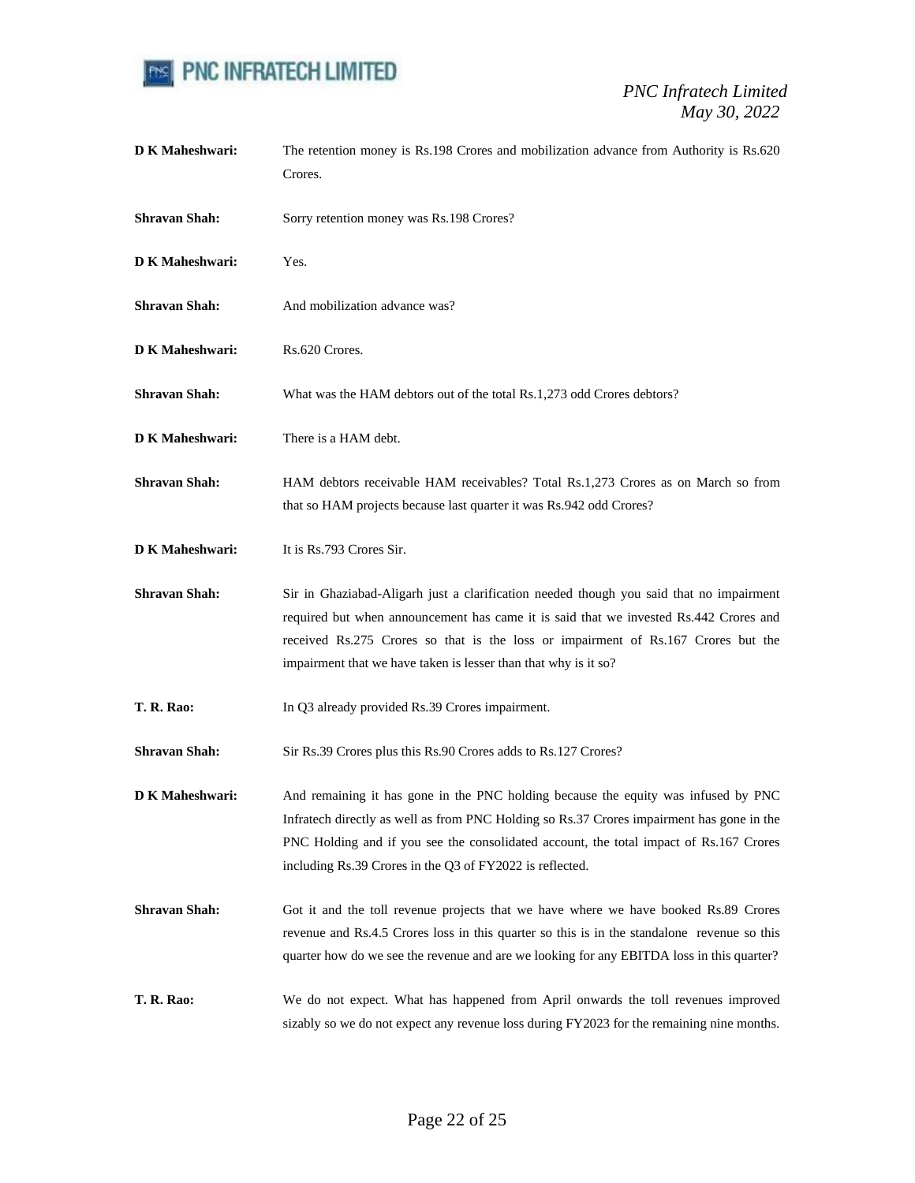**D K Maheshwari:** The retention money is Rs.198 Crores and mobilization advance from Authority is Rs.620 Crores.

**Shravan Shah:** Sorry retention money was Rs.198 Crores?

**D K Maheshwari:** Yes.

**Shravan Shah:** And mobilization advance was?

**D K Maheshwari:** Rs.620 Crores.

**Shravan Shah:** What was the HAM debtors out of the total Rs.1,273 odd Crores debtors?

**D K Maheshwari:** There is a HAM debt.

**Shravan Shah:** HAM debtors receivable HAM receivables? Total Rs.1,273 Crores as on March so from that so HAM projects because last quarter it was Rs.942 odd Crores?

**D K Maheshwari:** It is Rs.793 Crores Sir.

**Shravan Shah:** Sir in Ghaziabad-Aligarh just a clarification needed though you said that no impairment required but when announcement has came it is said that we invested Rs.442 Crores and received Rs.275 Crores so that is the loss or impairment of Rs.167 Crores but the impairment that we have taken is lesser than that why is it so?

**T. R. Rao:** In Q3 already provided Rs.39 Crores impairment.

**Shravan Shah:** Sir Rs.39 Crores plus this Rs.90 Crores adds to Rs.127 Crores?

**D K Maheshwari:** And remaining it has gone in the PNC holding because the equity was infused by PNC Infratech directly as well as from PNC Holding so Rs.37 Crores impairment has gone in the PNC Holding and if you see the consolidated account, the total impact of Rs.167 Crores including Rs.39 Crores in the Q3 of FY2022 is reflected.

**Shravan Shah:** Got it and the toll revenue projects that we have where we have booked Rs.89 Crores revenue and Rs.4.5 Crores loss in this quarter so this is in the standalone revenue so this quarter how do we see the revenue and are we looking for any EBITDA loss in this quarter?

**T. R. Rao:** We do not expect. What has happened from April onwards the toll revenues improved sizably so we do not expect any revenue loss during FY2023 for the remaining nine months.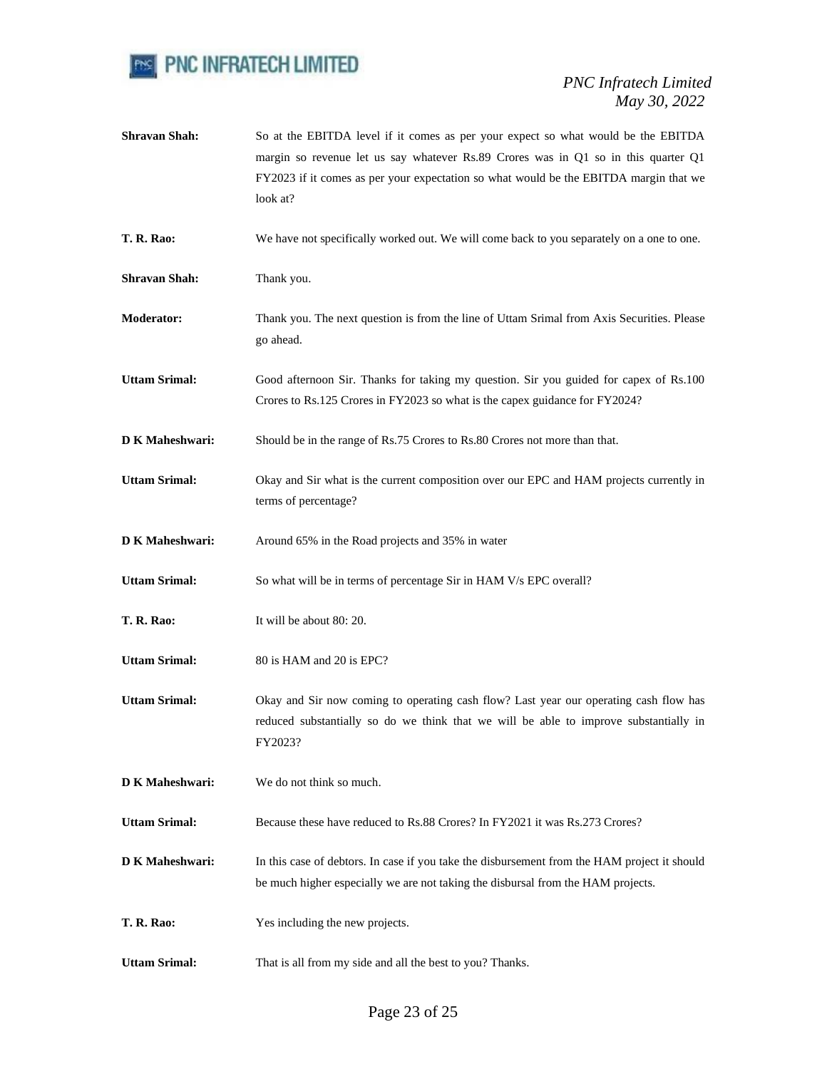**Shravan Shah:** So at the EBITDA level if it comes as per your expect so what would be the EBITDA margin so revenue let us say whatever Rs.89 Crores was in Q1 so in this quarter Q1 FY2023 if it comes as per your expectation so what would be the EBITDA margin that we look at?

**T. R. Rao:** We have not specifically worked out. We will come back to you separately on a one to one.

**Shravan Shah:** Thank you.

**Moderator:** Thank you. The next question is from the line of Uttam Srimal from Axis Securities. Please go ahead.

**Uttam Srimal:** Good afternoon Sir. Thanks for taking my question. Sir you guided for capex of Rs.100 Crores to Rs.125 Crores in FY2023 so what is the capex guidance for FY2024?

**D K Maheshwari:** Should be in the range of Rs.75 Crores to Rs.80 Crores not more than that.

**Uttam Srimal:** Okay and Sir what is the current composition over our EPC and HAM projects currently in terms of percentage?

**D K Maheshwari:** Around 65% in the Road projects and 35% in water

**Uttam Srimal:** So what will be in terms of percentage Sir in HAM V/s EPC overall?

**T. R. Rao:** It will be about 80: 20.

**Uttam Srimal:** 80 is HAM and 20 is EPC?

**Uttam Srimal:** Okay and Sir now coming to operating cash flow? Last year our operating cash flow has reduced substantially so do we think that we will be able to improve substantially in FY2023?

**D K Maheshwari:** We do not think so much.

**Uttam Srimal:** Because these have reduced to Rs.88 Crores? In FY2021 it was Rs.273 Crores?

**D K Maheshwari:** In this case of debtors. In case if you take the disbursement from the HAM project it should be much higher especially we are not taking the disbursal from the HAM projects.

**T. R. Rao:** Yes including the new projects.

**Uttam Srimal:** That is all from my side and all the best to you? Thanks.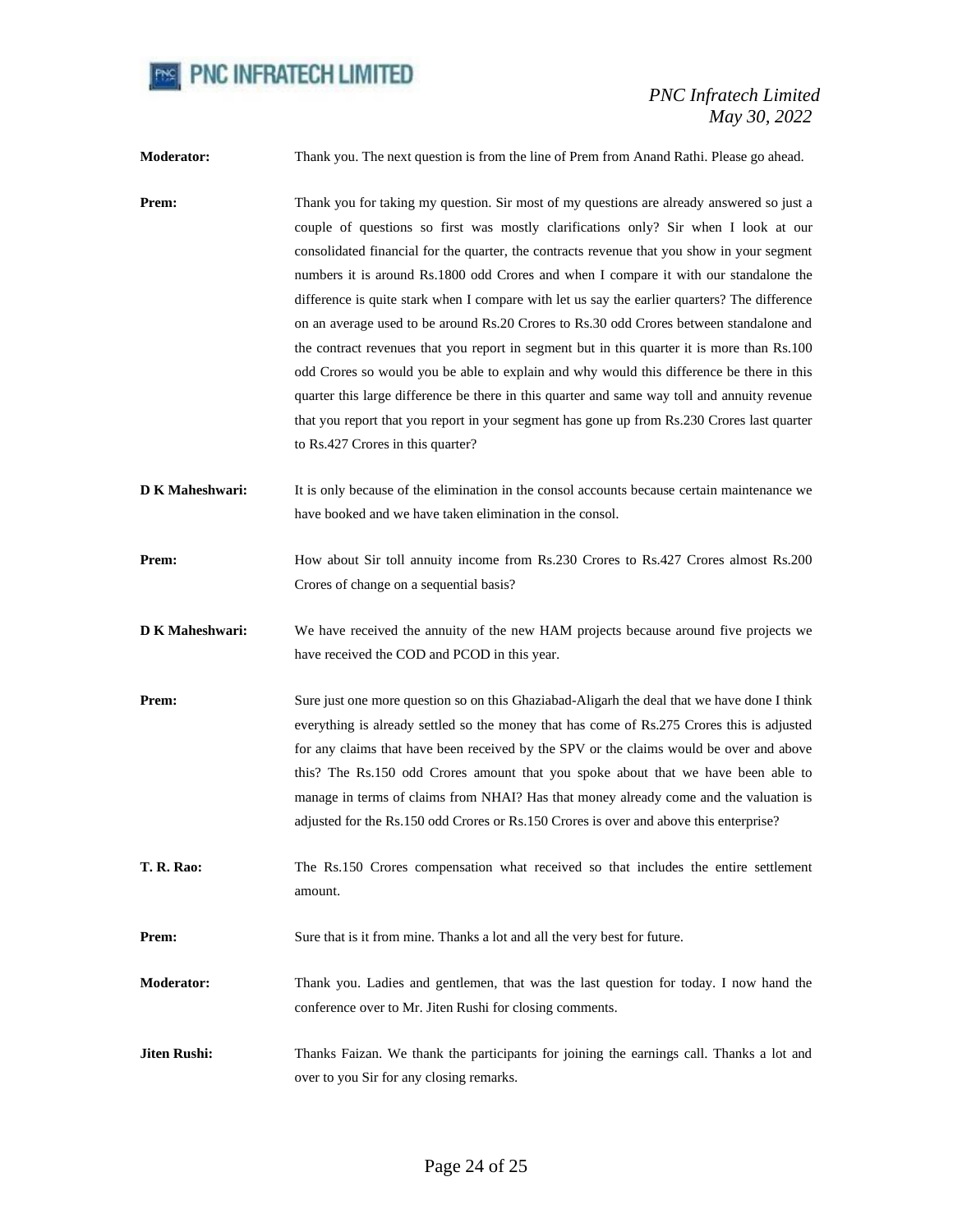**Moderator:** Thank you. The next question is from the line of Prem from Anand Rathi. Please go ahead.

**Prem:** Thank you for taking my question. Sir most of my questions are already answered so just a couple of questions so first was mostly clarifications only? Sir when I look at our consolidated financial for the quarter, the contracts revenue that you show in your segment numbers it is around Rs.1800 odd Crores and when I compare it with our standalone the difference is quite stark when I compare with let us say the earlier quarters? The difference on an average used to be around Rs.20 Crores to Rs.30 odd Crores between standalone and the contract revenues that you report in segment but in this quarter it is more than Rs.100 odd Crores so would you be able to explain and why would this difference be there in this quarter this large difference be there in this quarter and same way toll and annuity revenue that you report that you report in your segment has gone up from Rs.230 Crores last quarter to Rs.427 Crores in this quarter?

**D K Maheshwari:** It is only because of the elimination in the consol accounts because certain maintenance we have booked and we have taken elimination in the consol.

**Prem:** How about Sir toll annuity income from Rs.230 Crores to Rs.427 Crores almost Rs.200 Crores of change on a sequential basis?

**D K Maheshwari:** We have received the annuity of the new HAM projects because around five projects we have received the COD and PCOD in this year.

**Prem:** Sure just one more question so on this Ghaziabad-Aligarh the deal that we have done I think everything is already settled so the money that has come of Rs.275 Crores this is adjusted for any claims that have been received by the SPV or the claims would be over and above this? The Rs.150 odd Crores amount that you spoke about that we have been able to manage in terms of claims from NHAI? Has that money already come and the valuation is adjusted for the Rs.150 odd Crores or Rs.150 Crores is over and above this enterprise?

**T. R. Rao:** The Rs.150 Crores compensation what received so that includes the entire settlement amount.

**Prem:** Sure that is it from mine. Thanks a lot and all the very best for future.

**Moderator:** Thank you. Ladies and gentlemen, that was the last question for today. I now hand the conference over to Mr. Jiten Rushi for closing comments.

**Jiten Rushi:** Thanks Faizan. We thank the participants for joining the earnings call. Thanks a lot and over to you Sir for any closing remarks.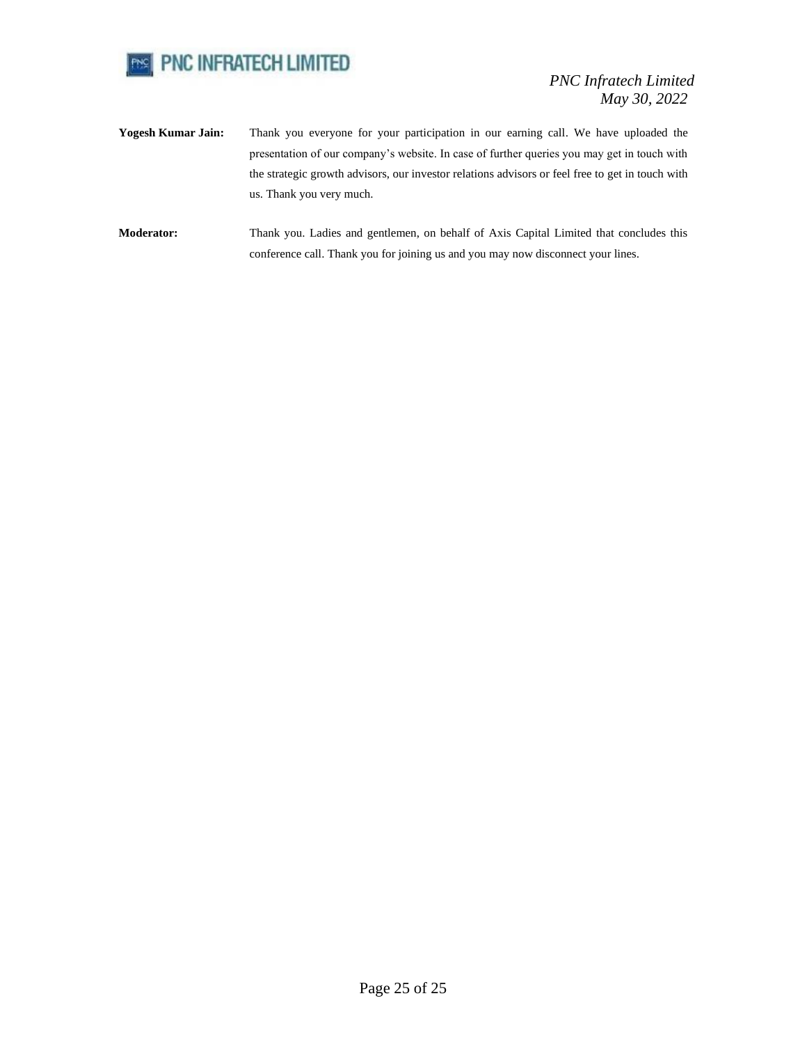**Yogesh Kumar Jain:** Thank you everyone for your participation in our earning call. We have uploaded the presentation of our company's website. In case of further queries you may get in touch with the strategic growth advisors, our investor relations advisors or feel free to get in touch with us. Thank you very much.

**Moderator:** Thank you. Ladies and gentlemen, on behalf of Axis Capital Limited that concludes this conference call. Thank you for joining us and you may now disconnect your lines.